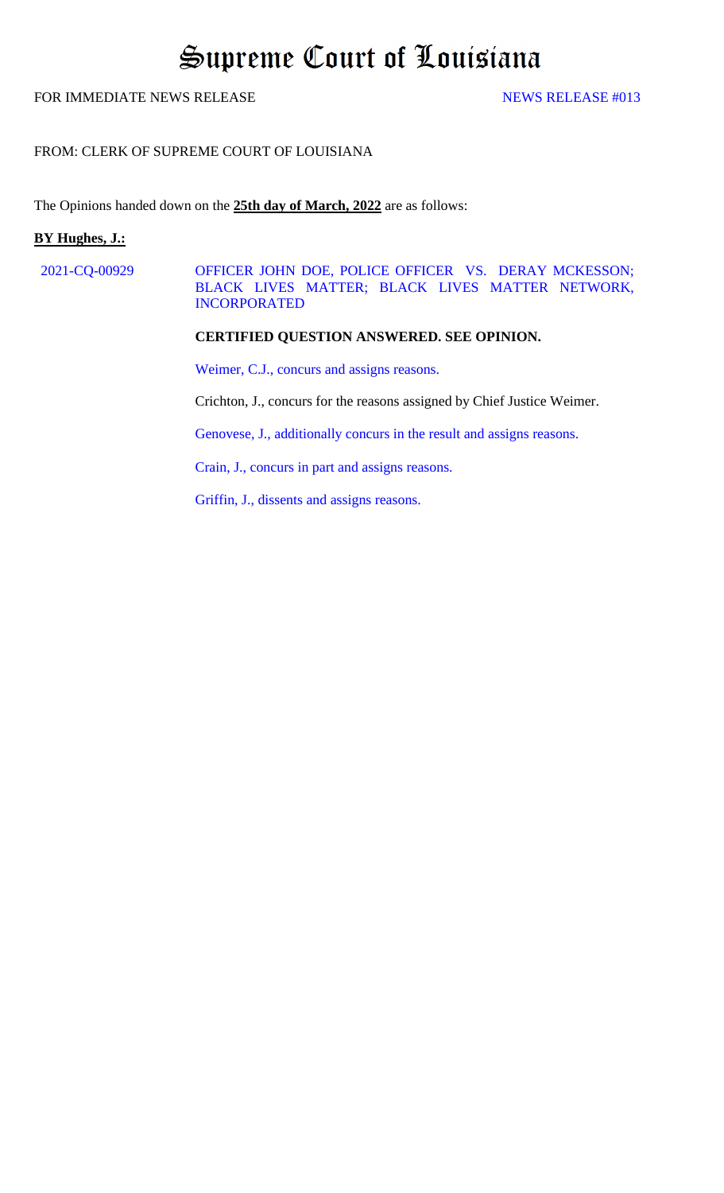# Supreme Court of Louisiana

FOR IMMEDIATE NEWS RELEASE NEWS RELEASE #013

FROM: CLERK OF SUPREME COURT OF LOUISIANA

The Opinions handed down on the **25th day of March, 2022** are as follows:

**BY Hughes, J.:**

2021-CQ-00929 OFFICER JOHN DOE, POLICE OFFICER VS. DERAY MCKESSON; BLACK LIVES MATTER; BLACK LIVES MATTER NETWORK, INCORPORATED

**CERTIFIED QUESTION ANSWERED. SEE OPINION.**

Weimer, C.J., concurs and assigns reasons.

Crichton, J., concurs for the reasons assigned by Chief Justice Weimer.

Genovese, J., additionally concurs in the result and assigns reasons.

Crain, J., concurs in part and assigns reasons.

Griffin, J., dissents and assigns reasons.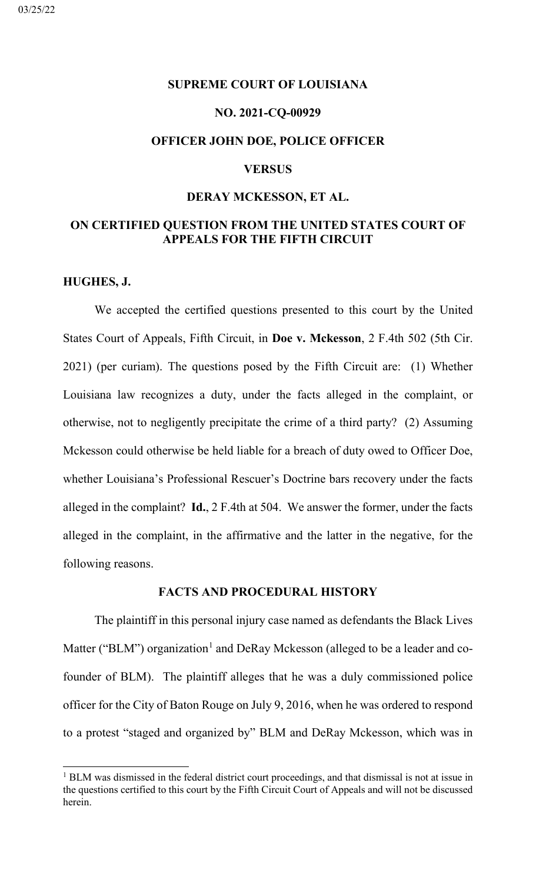03/25/22

**SUPREME COURT OF LOUISIANA**

**NO. 2021-CQ-00929**

**OFFICER JOHN DOE, POLICE OFFICER**

**VERSUS**

**DERAY MCKESSON, ET AL.**

**ON CERTIFIED QUESTION FROM THE UNITED STATES COURT OF APPEALS FOR THE FIFTH CIRCUIT**

**HUGHES, J.**

We accepted the certified questions presented to this court by the United States Court of Appeals, Fifth Circuit, in **Doe v. Mckesson**, 2 F.4th 502 (5th Cir. 2021) (per curiam). The questions posed by the Fifth Circuit are: (1) Whether Louisiana law recognizes a duty, under the facts alleged in the complaint, or otherwise, not to negligently precipitate the crime of a third party? (2) Assuming Mckesson could otherwise be held liable for a breach of duty owed to Officer Doe, whether Louisiana's Professional Rescuer's Doctrine bars recovery under the facts alleged in the complaint? **Id.**, 2 F.4th at 504. We answer the former, under the facts alleged in the complaint, in the affirmative and the latter in the negative, for the following reasons.

**FACTS AND PROCEDURAL HISTORY**

The plaintiff in this personal injury case named as defendants the Black Lives Matter ("BLM") organization[1] and DeRay Mckesson (alleged to be a leader and co-founder of BLM). The plaintiff alleges that he was a duly commissioned police officer for the City of Baton Rouge on July 9, 2016, when he was ordered to respond to a protest "staged and organized by" BLM and DeRay Mckesson, which was in

[1] BLM was dismissed in the federal district court proceedings, and that dismissal is not at issue in the questions certified to this court by the Fifth Circuit Court of Appeals and will not be discussed herein.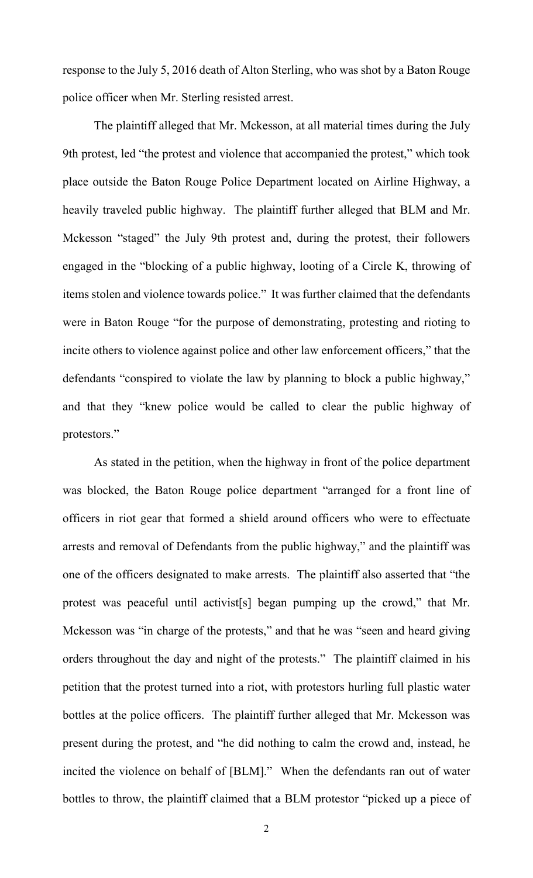response to the July 5, 2016 death of Alton Sterling, who was shot by a Baton Rouge police officer when Mr. Sterling resisted arrest.

The plaintiff alleged that Mr. Mckesson, at all material times during the July 9th protest, led "the protest and violence that accompanied the protest," which took place outside the Baton Rouge Police Department located on Airline Highway, a heavily traveled public highway. The plaintiff further alleged that BLM and Mr. Mckesson "staged" the July 9th protest and, during the protest, their followers engaged in the "blocking of a public highway, looting of a Circle K, throwing of items stolen and violence towards police." It was further claimed that the defendants were in Baton Rouge "for the purpose of demonstrating, protesting and rioting to incite others to violence against police and other law enforcement officers," that the defendants "conspired to violate the law by planning to block a public highway," and that they "knew police would be called to clear the public highway of protestors."

As stated in the petition, when the highway in front of the police department was blocked, the Baton Rouge police department "arranged for a front line of officers in riot gear that formed a shield around officers who were to effectuate arrests and removal of Defendants from the public highway," and the plaintiff was one of the officers designated to make arrests. The plaintiff also asserted that "the protest was peaceful until activist[s] began pumping up the crowd," that Mr. Mckesson was "in charge of the protests," and that he was "seen and heard giving orders throughout the day and night of the protests." The plaintiff claimed in his petition that the protest turned into a riot, with protestors hurling full plastic water bottles at the police officers. The plaintiff further alleged that Mr. Mckesson was present during the protest, and "he did nothing to calm the crowd and, instead, he incited the violence on behalf of [BLM]." When the defendants ran out of water bottles to throw, the plaintiff claimed that a BLM protestor "picked up a piece of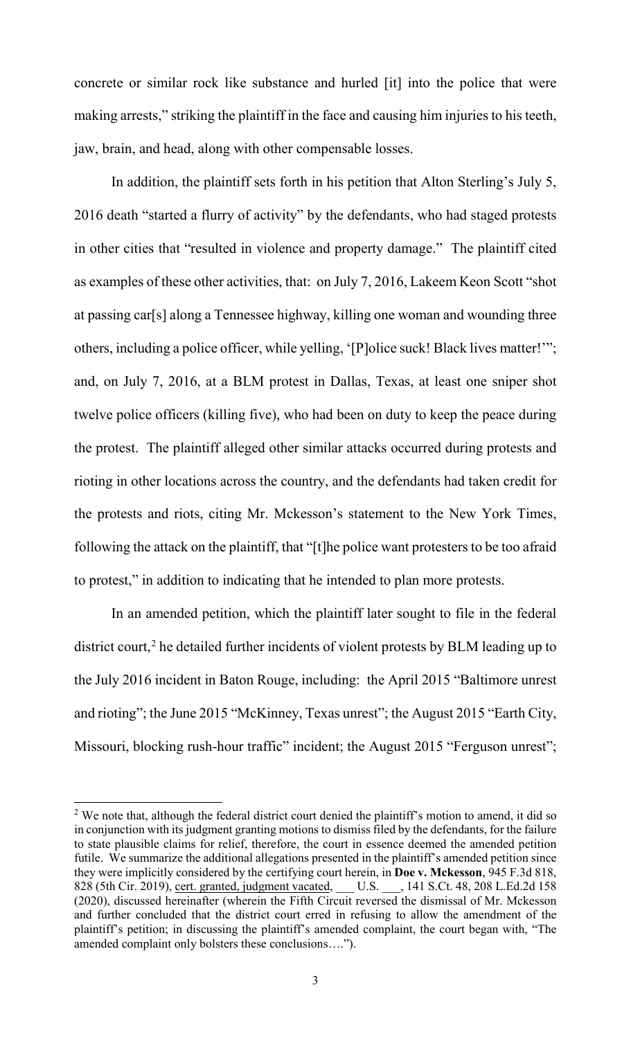concrete or similar rock like substance and hurled [it] into the police that were making arrests," striking the plaintiff in the face and causing him injuries to his teeth, jaw, brain, and head, along with other compensable losses.

In addition, the plaintiff sets forth in his petition that Alton Sterling's July 5, 2016 death "started a flurry of activity" by the defendants, who had staged protests in other cities that "resulted in violence and property damage." The plaintiff cited as examples of these other activities, that: on July 7, 2016, Lakeem Keon Scott "shot at passing car[s] along a Tennessee highway, killing one woman and wounding three others, including a police officer, while yelling, '[P]olice suck! Black lives matter!'"; and, on July 7, 2016, at a BLM protest in Dallas, Texas, at least one sniper shot twelve police officers (killing five), who had been on duty to keep the peace during the protest. The plaintiff alleged other similar attacks occurred during protests and rioting in other locations across the country, and the defendants had taken credit for the protests and riots, citing Mr. Mckesson's statement to the New York Times, following the attack on the plaintiff, that "[t]he police want protesters to be too afraid to protest," in addition to indicating that he intended to plan more protests.

In an amended petition, which the plaintiff later sought to file in the federal district court,[2] he detailed further incidents of violent protests by BLM leading up to the July 2016 incident in Baton Rouge, including: the April 2015 "Baltimore unrest and rioting"; the June 2015 "McKinney, Texas unrest"; the August 2015 "Earth City, Missouri, blocking rush-hour traffic" incident; the August 2015 "Ferguson unrest";

---

[2] We note that, although the federal district court denied the plaintiff's motion to amend, it did so in conjunction with its judgment granting motions to dismiss filed by the defendants, for the failure to state plausible claims for relief, therefore, the court in essence deemed the amended petition futile. We summarize the additional allegations presented in the plaintiff's amended petition since they were implicitly considered by the certifying court herein, in **Doe v. Mckesson**, 945 F.3d 818, 828 (5th Cir. 2019), cert. granted, judgment vacated, ___ U.S. ___, 141 S.Ct. 48, 208 L.Ed.2d 158 (2020), discussed hereinafter (wherein the Fifth Circuit reversed the dismissal of Mr. Mckesson and further concluded that the district court erred in refusing to allow the amendment of the plaintiff's petition; in discussing the plaintiff's amended complaint, the court began with, "The amended complaint only bolsters these conclusions….").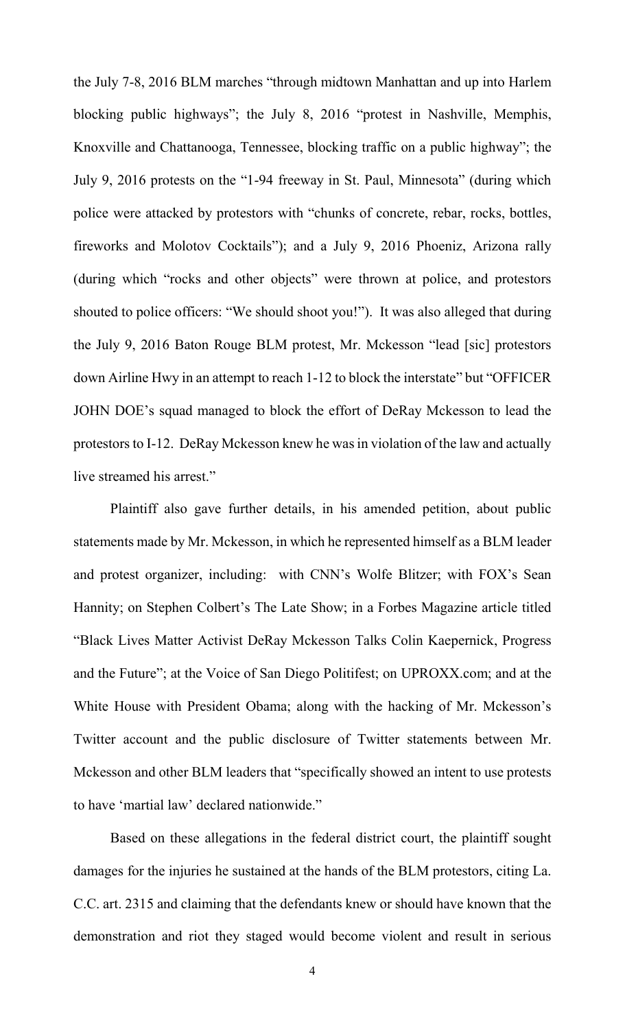the July 7-8, 2016 BLM marches "through midtown Manhattan and up into Harlem blocking public highways"; the July 8, 2016 "protest in Nashville, Memphis, Knoxville and Chattanooga, Tennessee, blocking traffic on a public highway"; the July 9, 2016 protests on the "1-94 freeway in St. Paul, Minnesota" (during which police were attacked by protestors with "chunks of concrete, rebar, rocks, bottles, fireworks and Molotov Cocktails"); and a July 9, 2016 Phoeniz, Arizona rally (during which "rocks and other objects" were thrown at police, and protestors shouted to police officers: "We should shoot you!"). It was also alleged that during the July 9, 2016 Baton Rouge BLM protest, Mr. Mckesson "lead [sic] protestors down Airline Hwy in an attempt to reach 1-12 to block the interstate" but "OFFICER JOHN DOE's squad managed to block the effort of DeRay Mckesson to lead the protestors to I-12. DeRay Mckesson knew he was in violation of the law and actually live streamed his arrest."

Plaintiff also gave further details, in his amended petition, about public statements made by Mr. Mckesson, in which he represented himself as a BLM leader and protest organizer, including: with CNN's Wolfe Blitzer; with FOX's Sean Hannity; on Stephen Colbert's The Late Show; in a Forbes Magazine article titled "Black Lives Matter Activist DeRay Mckesson Talks Colin Kaepernick, Progress and the Future"; at the Voice of San Diego Politifest; on UPROXX.com; and at the White House with President Obama; along with the hacking of Mr. Mckesson's Twitter account and the public disclosure of Twitter statements between Mr. Mckesson and other BLM leaders that "specifically showed an intent to use protests to have 'martial law' declared nationwide."

Based on these allegations in the federal district court, the plaintiff sought damages for the injuries he sustained at the hands of the BLM protestors, citing La. C.C. art. 2315 and claiming that the defendants knew or should have known that the demonstration and riot they staged would become violent and result in serious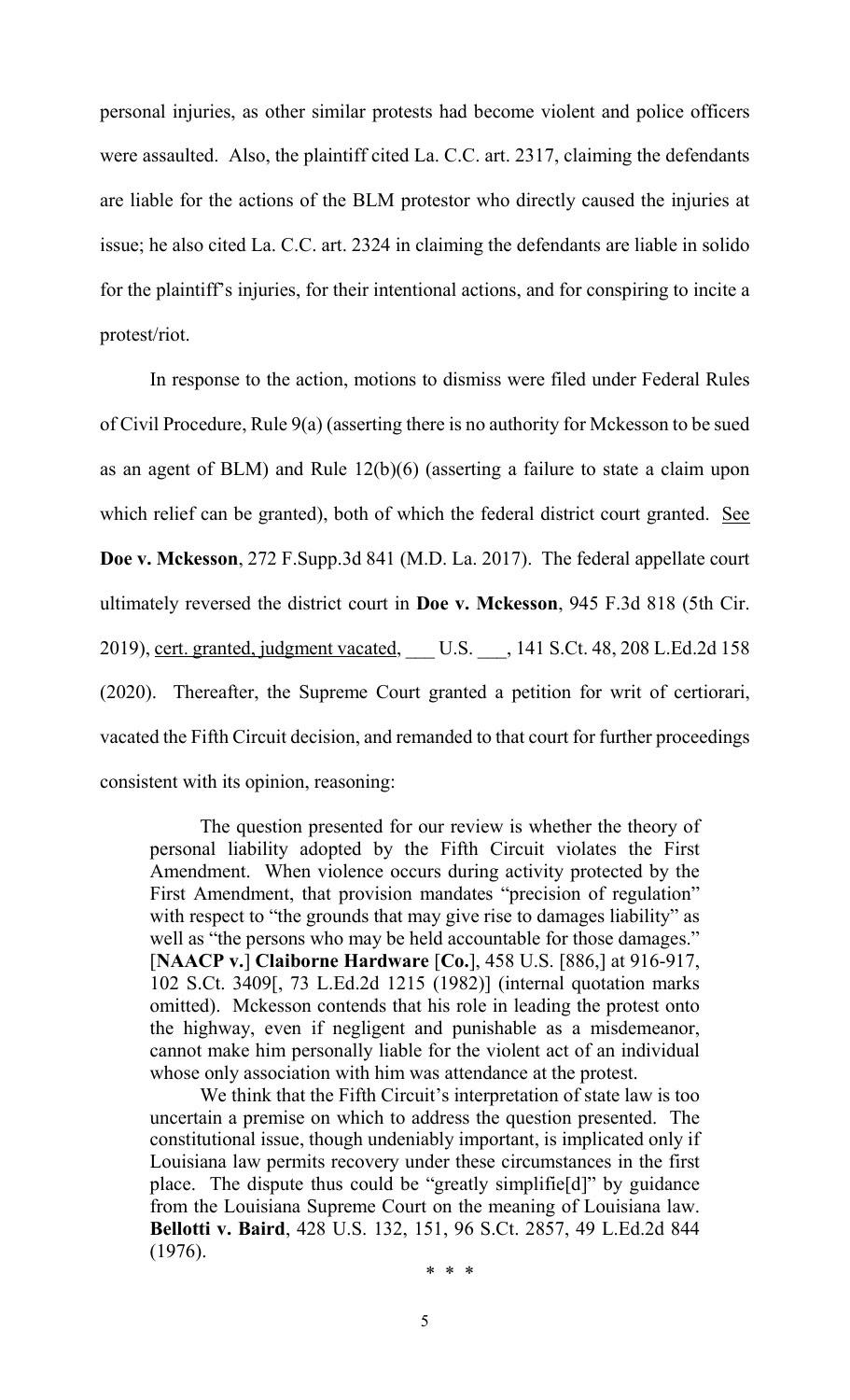personal injuries, as other similar protests had become violent and police officers were assaulted. Also, the plaintiff cited La. C.C. art. 2317, claiming the defendants are liable for the actions of the BLM protestor who directly caused the injuries at issue; he also cited La. C.C. art. 2324 in claiming the defendants are liable in solido for the plaintiff's injuries, for their intentional actions, and for conspiring to incite a protest/riot.

In response to the action, motions to dismiss were filed under Federal Rules of Civil Procedure, Rule 9(a) (asserting there is no authority for Mckesson to be sued as an agent of BLM) and Rule 12(b)(6) (asserting a failure to state a claim upon which relief can be granted), both of which the federal district court granted. See **Doe v. Mckesson**, 272 F.Supp.3d 841 (M.D. La. 2017). The federal appellate court ultimately reversed the district court in **Doe v. Mckesson**, 945 F.3d 818 (5th Cir. 2019), cert. granted, judgment vacated, ___ U.S. ___, 141 S.Ct. 48, 208 L.Ed.2d 158 (2020). Thereafter, the Supreme Court granted a petition for writ of certiorari, vacated the Fifth Circuit decision, and remanded to that court for further proceedings consistent with its opinion, reasoning:

> The question presented for our review is whether the theory of personal liability adopted by the Fifth Circuit violates the First Amendment. When violence occurs during activity protected by the First Amendment, that provision mandates "precision of regulation" with respect to "the grounds that may give rise to damages liability" as well as "the persons who may be held accountable for those damages." [**NAACP v.**] **Claiborne Hardware** [**Co.**], 458 U.S. [886,] at 916-917, 102 S.Ct. 3409[, 73 L.Ed.2d 1215 (1982)] (internal quotation marks omitted). Mckesson contends that his role in leading the protest onto the highway, even if negligent and punishable as a misdemeanor, cannot make him personally liable for the violent act of an individual whose only association with him was attendance at the protest.
>
> We think that the Fifth Circuit's interpretation of state law is too uncertain a premise on which to address the question presented. The constitutional issue, though undeniably important, is implicated only if Louisiana law permits recovery under these circumstances in the first place. The dispute thus could be "greatly simplifie[d]" by guidance from the Louisiana Supreme Court on the meaning of Louisiana law. **Bellotti v. Baird**, 428 U.S. 132, 151, 96 S.Ct. 2857, 49 L.Ed.2d 844 (1976).
>
> \* \* \*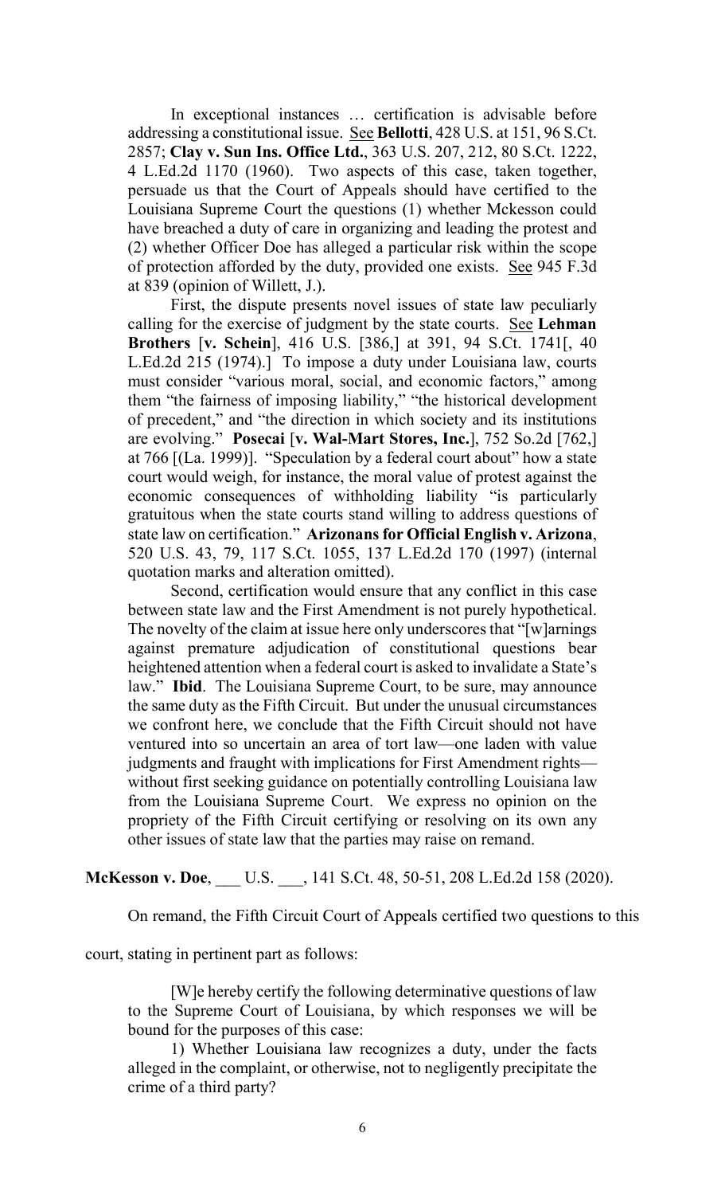In exceptional instances … certification is advisable before addressing a constitutional issue. See **Bellotti**, 428 U.S. at 151, 96 S.Ct. 2857; **Clay v. Sun Ins. Office Ltd.**, 363 U.S. 207, 212, 80 S.Ct. 1222, 4 L.Ed.2d 1170 (1960). Two aspects of this case, taken together, persuade us that the Court of Appeals should have certified to the Louisiana Supreme Court the questions (1) whether Mckesson could have breached a duty of care in organizing and leading the protest and (2) whether Officer Doe has alleged a particular risk within the scope of protection afforded by the duty, provided one exists. See 945 F.3d at 839 (opinion of Willett, J.).

First, the dispute presents novel issues of state law peculiarly calling for the exercise of judgment by the state courts. See **Lehman Brothers** [**v. Schein**], 416 U.S. [386,] at 391, 94 S.Ct. 1741[, 40 L.Ed.2d 215 (1974).] To impose a duty under Louisiana law, courts must consider "various moral, social, and economic factors," among them "the fairness of imposing liability," "the historical development of precedent," and "the direction in which society and its institutions are evolving." **Posecai** [**v. Wal-Mart Stores, Inc.**], 752 So.2d [762,] at 766 [(La. 1999)]. "Speculation by a federal court about" how a state court would weigh, for instance, the moral value of protest against the economic consequences of withholding liability "is particularly gratuitous when the state courts stand willing to address questions of state law on certification." **Arizonans for Official English v. Arizona**, 520 U.S. 43, 79, 117 S.Ct. 1055, 137 L.Ed.2d 170 (1997) (internal quotation marks and alteration omitted).

Second, certification would ensure that any conflict in this case between state law and the First Amendment is not purely hypothetical. The novelty of the claim at issue here only underscores that "[w]arnings against premature adjudication of constitutional questions bear heightened attention when a federal court is asked to invalidate a State's law." **Ibid**. The Louisiana Supreme Court, to be sure, may announce the same duty as the Fifth Circuit. But under the unusual circumstances we confront here, we conclude that the Fifth Circuit should not have ventured into so uncertain an area of tort law—one laden with value judgments and fraught with implications for First Amendment rights—without first seeking guidance on potentially controlling Louisiana law from the Louisiana Supreme Court. We express no opinion on the propriety of the Fifth Circuit certifying or resolving on its own any other issues of state law that the parties may raise on remand.

**McKesson v. Doe**, ___ U.S. ___, 141 S.Ct. 48, 50-51, 208 L.Ed.2d 158 (2020).

On remand, the Fifth Circuit Court of Appeals certified two questions to this court, stating in pertinent part as follows:

[W]e hereby certify the following determinative questions of law to the Supreme Court of Louisiana, by which responses we will be bound for the purposes of this case:

1) Whether Louisiana law recognizes a duty, under the facts alleged in the complaint, or otherwise, not to negligently precipitate the crime of a third party?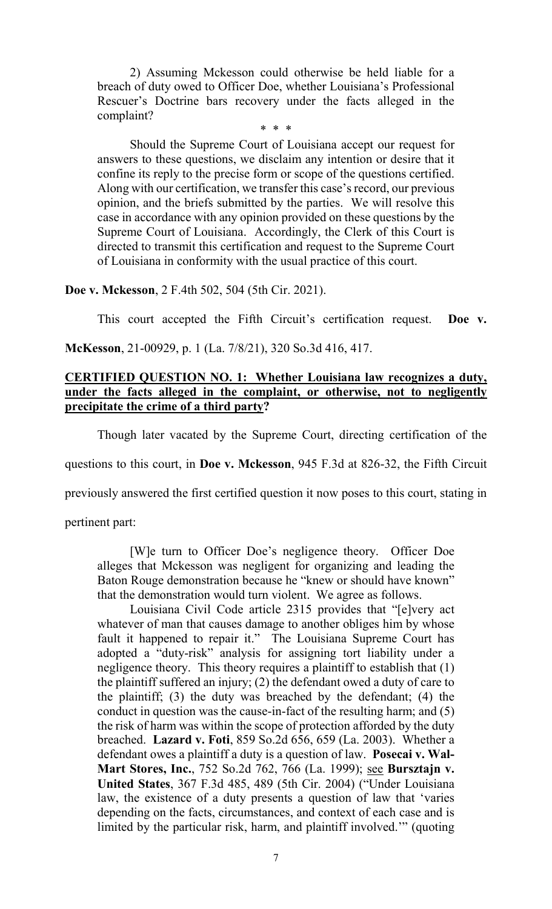2) Assuming Mckesson could otherwise be held liable for a breach of duty owed to Officer Doe, whether Louisiana's Professional Rescuer's Doctrine bars recovery under the facts alleged in the complaint?

\* \* \*

Should the Supreme Court of Louisiana accept our request for answers to these questions, we disclaim any intention or desire that it confine its reply to the precise form or scope of the questions certified. Along with our certification, we transfer this case's record, our previous opinion, and the briefs submitted by the parties. We will resolve this case in accordance with any opinion provided on these questions by the Supreme Court of Louisiana. Accordingly, the Clerk of this Court is directed to transmit this certification and request to the Supreme Court of Louisiana in conformity with the usual practice of this court.

**Doe v. Mckesson**, 2 F.4th 502, 504 (5th Cir. 2021).

This court accepted the Fifth Circuit's certification request. **Doe v. McKesson**, 21-00929, p. 1 (La. 7/8/21), 320 So.3d 416, 417.

**<u>CERTIFIED QUESTION NO. 1: Whether Louisiana law recognizes a duty, under the facts alleged in the complaint, or otherwise, not to negligently precipitate the crime of a third party?</u>**

Though later vacated by the Supreme Court, directing certification of the questions to this court, in **Doe v. Mckesson**, 945 F.3d at 826-32, the Fifth Circuit previously answered the first certified question it now poses to this court, stating in pertinent part:

> [W]e turn to Officer Doe's negligence theory. Officer Doe alleges that Mckesson was negligent for organizing and leading the Baton Rouge demonstration because he "knew or should have known" that the demonstration would turn violent. We agree as follows.
>
> Louisiana Civil Code article 2315 provides that "[e]very act whatever of man that causes damage to another obliges him by whose fault it happened to repair it." The Louisiana Supreme Court has adopted a "duty-risk" analysis for assigning tort liability under a negligence theory. This theory requires a plaintiff to establish that (1) the plaintiff suffered an injury; (2) the defendant owed a duty of care to the plaintiff; (3) the duty was breached by the defendant; (4) the conduct in question was the cause-in-fact of the resulting harm; and (5) the risk of harm was within the scope of protection afforded by the duty breached. **Lazard v. Foti**, 859 So.2d 656, 659 (La. 2003). Whether a defendant owes a plaintiff a duty is a question of law. **Posecai v. Wal-Mart Stores, Inc.**, 752 So.2d 762, 766 (La. 1999); <u>see</u> **Bursztajn v. United States**, 367 F.3d 485, 489 (5th Cir. 2004) ("Under Louisiana law, the existence of a duty presents a question of law that 'varies depending on the facts, circumstances, and context of each case and is limited by the particular risk, harm, and plaintiff involved.'" (quoting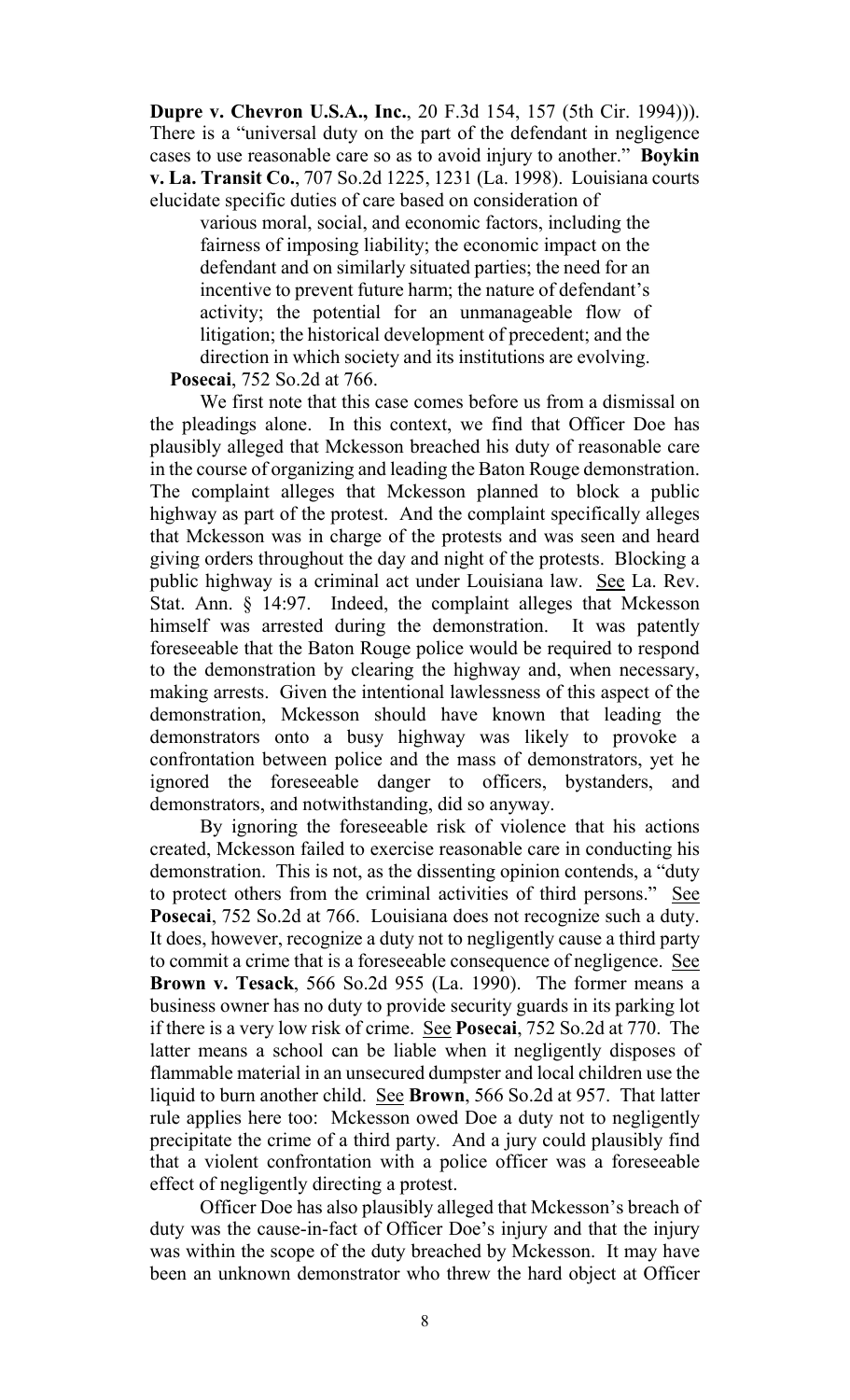**Dupre v. Chevron U.S.A., Inc.**, 20 F.3d 154, 157 (5th Cir. 1994))). There is a "universal duty on the part of the defendant in negligence cases to use reasonable care so as to avoid injury to another." **Boykin v. La. Transit Co.**, 707 So.2d 1225, 1231 (La. 1998). Louisiana courts elucidate specific duties of care based on consideration of

> various moral, social, and economic factors, including the fairness of imposing liability; the economic impact on the defendant and on similarly situated parties; the need for an incentive to prevent future harm; the nature of defendant's activity; the potential for an unmanageable flow of litigation; the historical development of precedent; and the direction in which society and its institutions are evolving.

**Posecai**, 752 So.2d at 766.

We first note that this case comes before us from a dismissal on the pleadings alone. In this context, we find that Officer Doe has plausibly alleged that Mckesson breached his duty of reasonable care in the course of organizing and leading the Baton Rouge demonstration. The complaint alleges that Mckesson planned to block a public highway as part of the protest. And the complaint specifically alleges that Mckesson was in charge of the protests and was seen and heard giving orders throughout the day and night of the protests. Blocking a public highway is a criminal act under Louisiana law. See La. Rev. Stat. Ann. § 14:97. Indeed, the complaint alleges that Mckesson himself was arrested during the demonstration. It was patently foreseeable that the Baton Rouge police would be required to respond to the demonstration by clearing the highway and, when necessary, making arrests. Given the intentional lawlessness of this aspect of the demonstration, Mckesson should have known that leading the demonstrators onto a busy highway was likely to provoke a confrontation between police and the mass of demonstrators, yet he ignored the foreseeable danger to officers, bystanders, and demonstrators, and notwithstanding, did so anyway.

By ignoring the foreseeable risk of violence that his actions created, Mckesson failed to exercise reasonable care in conducting his demonstration. This is not, as the dissenting opinion contends, a "duty to protect others from the criminal activities of third persons." See **Posecai**, 752 So.2d at 766. Louisiana does not recognize such a duty. It does, however, recognize a duty not to negligently cause a third party to commit a crime that is a foreseeable consequence of negligence. See **Brown v. Tesack**, 566 So.2d 955 (La. 1990). The former means a business owner has no duty to provide security guards in its parking lot if there is a very low risk of crime. See **Posecai**, 752 So.2d at 770. The latter means a school can be liable when it negligently disposes of flammable material in an unsecured dumpster and local children use the liquid to burn another child. See **Brown**, 566 So.2d at 957. That latter rule applies here too: Mckesson owed Doe a duty not to negligently precipitate the crime of a third party. And a jury could plausibly find that a violent confrontation with a police officer was a foreseeable effect of negligently directing a protest.

Officer Doe has also plausibly alleged that Mckesson's breach of duty was the cause-in-fact of Officer Doe's injury and that the injury was within the scope of the duty breached by Mckesson. It may have been an unknown demonstrator who threw the hard object at Officer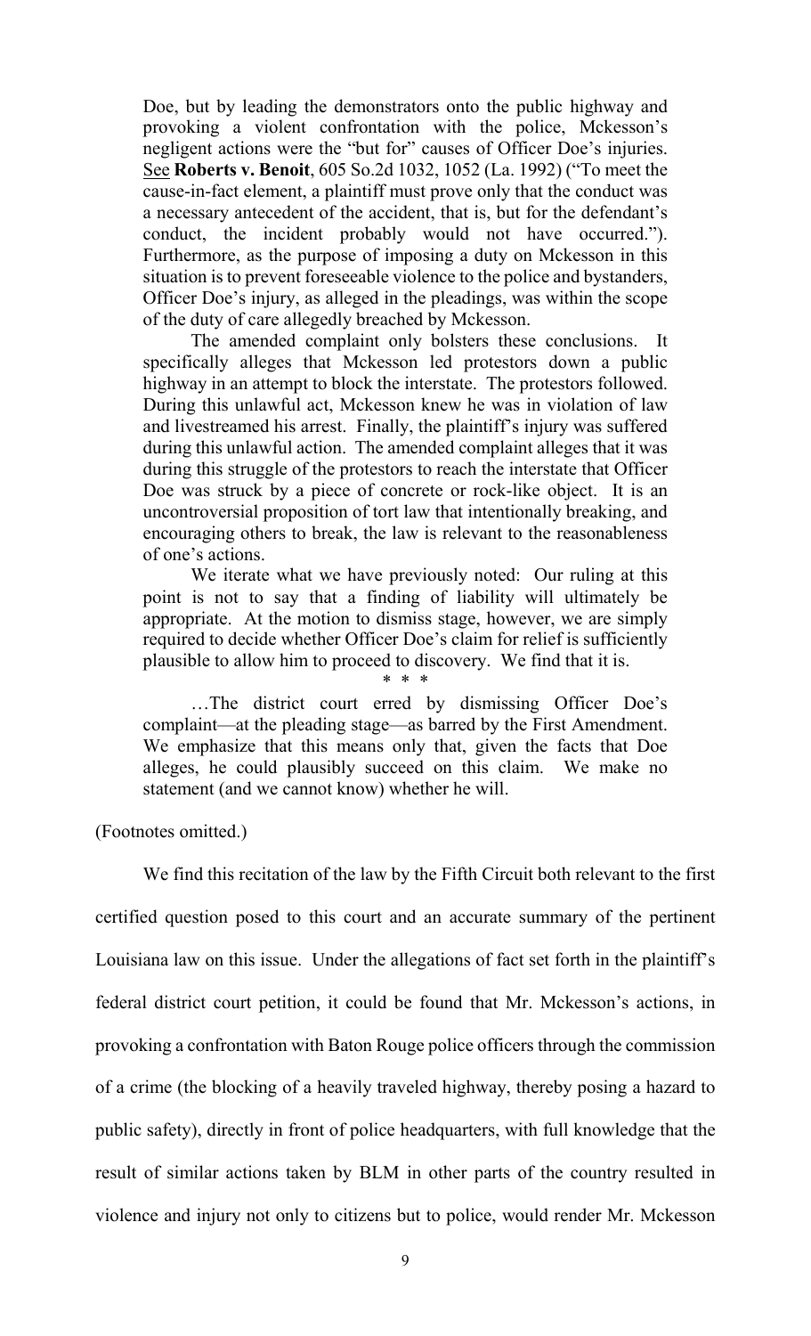Doe, but by leading the demonstrators onto the public highway and provoking a violent confrontation with the police, Mckesson's negligent actions were the "but for" causes of Officer Doe's injuries. See **Roberts v. Benoit**, 605 So.2d 1032, 1052 (La. 1992) ("To meet the cause-in-fact element, a plaintiff must prove only that the conduct was a necessary antecedent of the accident, that is, but for the defendant's conduct, the incident probably would not have occurred."). Furthermore, as the purpose of imposing a duty on Mckesson in this situation is to prevent foreseeable violence to the police and bystanders, Officer Doe's injury, as alleged in the pleadings, was within the scope of the duty of care allegedly breached by Mckesson.

The amended complaint only bolsters these conclusions. It specifically alleges that Mckesson led protestors down a public highway in an attempt to block the interstate. The protestors followed. During this unlawful act, Mckesson knew he was in violation of law and livestreamed his arrest. Finally, the plaintiff's injury was suffered during this unlawful action. The amended complaint alleges that it was during this struggle of the protestors to reach the interstate that Officer Doe was struck by a piece of concrete or rock-like object. It is an uncontroversial proposition of tort law that intentionally breaking, and encouraging others to break, the law is relevant to the reasonableness of one's actions.

We iterate what we have previously noted: Our ruling at this point is not to say that a finding of liability will ultimately be appropriate. At the motion to dismiss stage, however, we are simply required to decide whether Officer Doe's claim for relief is sufficiently plausible to allow him to proceed to discovery. We find that it is.

\* \* \*

…The district court erred by dismissing Officer Doe's complaint—at the pleading stage—as barred by the First Amendment. We emphasize that this means only that, given the facts that Doe alleges, he could plausibly succeed on this claim. We make no statement (and we cannot know) whether he will.

(Footnotes omitted.)

We find this recitation of the law by the Fifth Circuit both relevant to the first certified question posed to this court and an accurate summary of the pertinent Louisiana law on this issue. Under the allegations of fact set forth in the plaintiff's federal district court petition, it could be found that Mr. Mckesson's actions, in provoking a confrontation with Baton Rouge police officers through the commission of a crime (the blocking of a heavily traveled highway, thereby posing a hazard to public safety), directly in front of police headquarters, with full knowledge that the result of similar actions taken by BLM in other parts of the country resulted in violence and injury not only to citizens but to police, would render Mr. Mckesson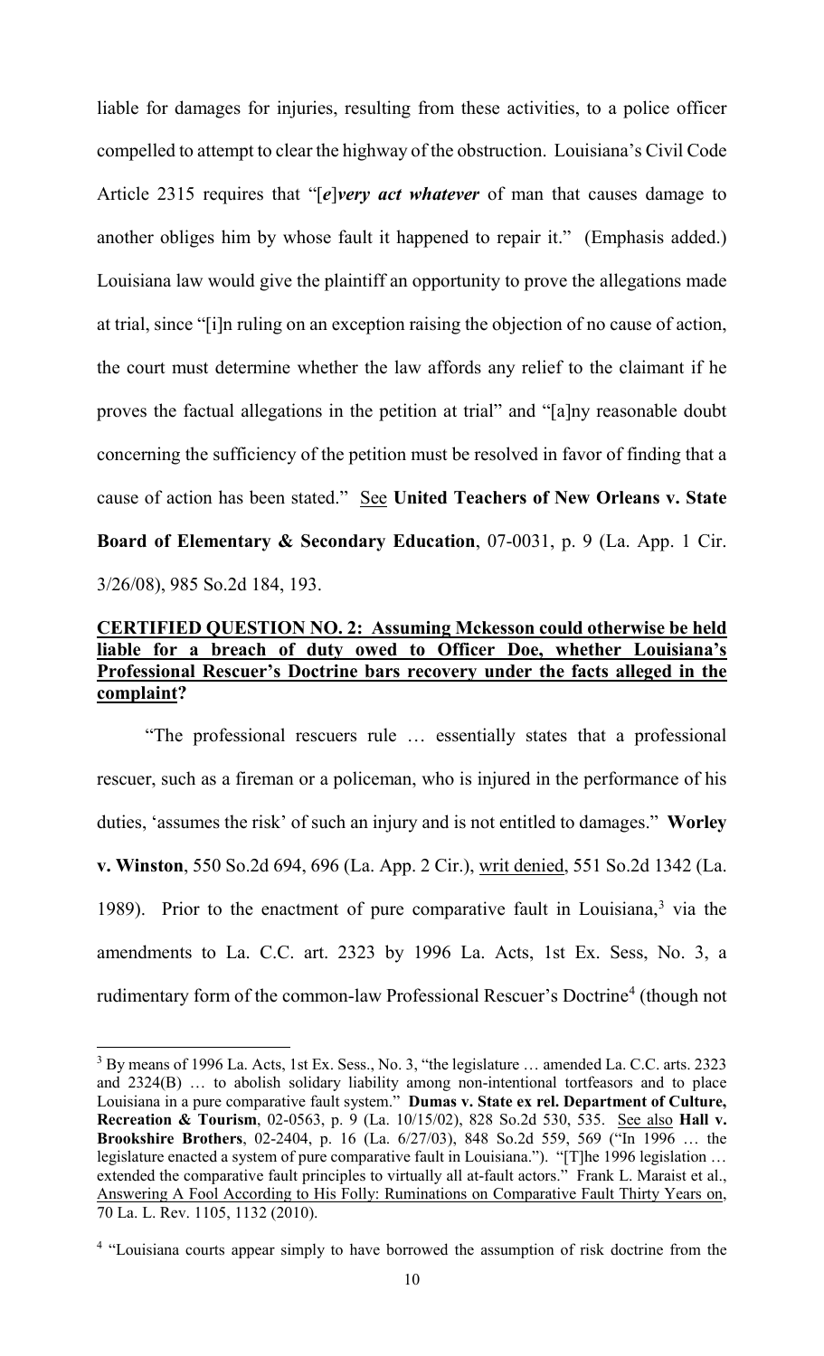liable for damages for injuries, resulting from these activities, to a police officer compelled to attempt to clear the highway of the obstruction. Louisiana's Civil Code Article 2315 requires that "[*e*]***very act whatever*** of man that causes damage to another obliges him by whose fault it happened to repair it." (Emphasis added.) Louisiana law would give the plaintiff an opportunity to prove the allegations made at trial, since "[i]n ruling on an exception raising the objection of no cause of action, the court must determine whether the law affords any relief to the claimant if he proves the factual allegations in the petition at trial" and "[a]ny reasonable doubt concerning the sufficiency of the petition must be resolved in favor of finding that a cause of action has been stated." See **United Teachers of New Orleans v. State Board of Elementary & Secondary Education**, 07-0031, p. 9 (La. App. 1 Cir. 3/26/08), 985 So.2d 184, 193.

**CERTIFIED QUESTION NO. 2: Assuming Mckesson could otherwise be held liable for a breach of duty owed to Officer Doe, whether Louisiana's Professional Rescuer's Doctrine bars recovery under the facts alleged in the complaint?**

"The professional rescuers rule … essentially states that a professional rescuer, such as a fireman or a policeman, who is injured in the performance of his duties, 'assumes the risk' of such an injury and is not entitled to damages." **Worley v. Winston**, 550 So.2d 694, 696 (La. App. 2 Cir.), writ denied, 551 So.2d 1342 (La. 1989). Prior to the enactment of pure comparative fault in Louisiana,[3] via the amendments to La. C.C. art. 2323 by 1996 La. Acts, 1st Ex. Sess, No. 3, a rudimentary form of the common-law Professional Rescuer's Doctrine[4] (though not

---

[3] By means of 1996 La. Acts, 1st Ex. Sess., No. 3, "the legislature … amended La. C.C. arts. 2323 and 2324(B) … to abolish solidary liability among non-intentional tortfeasors and to place Louisiana in a pure comparative fault system." **Dumas v. State ex rel. Department of Culture, Recreation & Tourism**, 02-0563, p. 9 (La. 10/15/02), 828 So.2d 530, 535. See also **Hall v. Brookshire Brothers**, 02-2404, p. 16 (La. 6/27/03), 848 So.2d 559, 569 ("In 1996 … the legislature enacted a system of pure comparative fault in Louisiana."). "[T]he 1996 legislation … extended the comparative fault principles to virtually all at-fault actors." Frank L. Maraist et al., Answering A Fool According to His Folly: Ruminations on Comparative Fault Thirty Years on, 70 La. L. Rev. 1105, 1132 (2010).

[4] "Louisiana courts appear simply to have borrowed the assumption of risk doctrine from the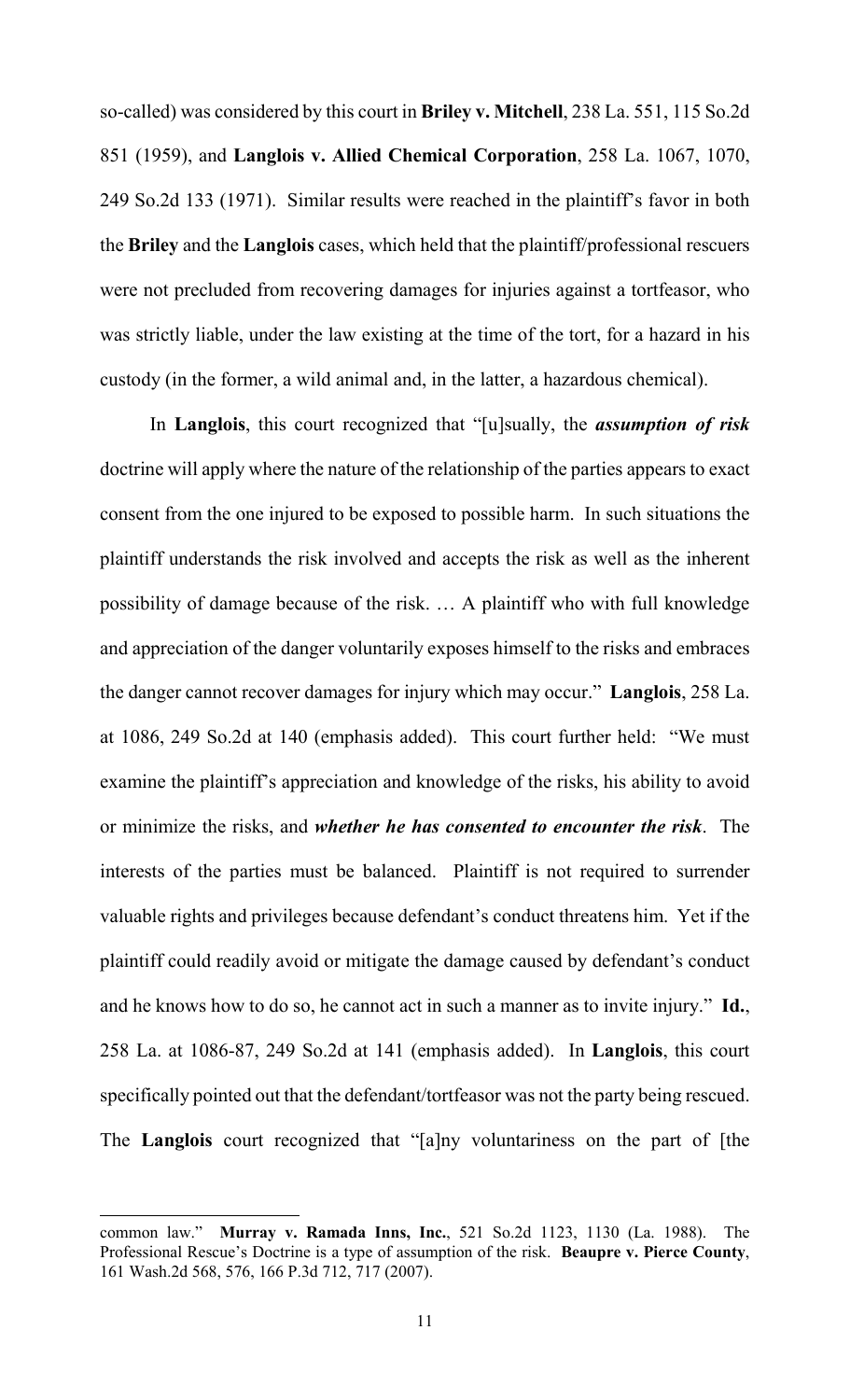so-called) was considered by this court in **Briley v. Mitchell**, 238 La. 551, 115 So.2d 851 (1959), and **Langlois v. Allied Chemical Corporation**, 258 La. 1067, 1070, 249 So.2d 133 (1971). Similar results were reached in the plaintiff's favor in both the **Briley** and the **Langlois** cases, which held that the plaintiff/professional rescuers were not precluded from recovering damages for injuries against a tortfeasor, who was strictly liable, under the law existing at the time of the tort, for a hazard in his custody (in the former, a wild animal and, in the latter, a hazardous chemical).

In **Langlois**, this court recognized that "[u]sually, the ***assumption of risk*** doctrine will apply where the nature of the relationship of the parties appears to exact consent from the one injured to be exposed to possible harm. In such situations the plaintiff understands the risk involved and accepts the risk as well as the inherent possibility of damage because of the risk. … A plaintiff who with full knowledge and appreciation of the danger voluntarily exposes himself to the risks and embraces the danger cannot recover damages for injury which may occur." **Langlois**, 258 La. at 1086, 249 So.2d at 140 (emphasis added). This court further held: "We must examine the plaintiff's appreciation and knowledge of the risks, his ability to avoid or minimize the risks, and ***whether he has consented to encounter the risk***. The interests of the parties must be balanced. Plaintiff is not required to surrender valuable rights and privileges because defendant's conduct threatens him. Yet if the plaintiff could readily avoid or mitigate the damage caused by defendant's conduct and he knows how to do so, he cannot act in such a manner as to invite injury." **Id.**, 258 La. at 1086-87, 249 So.2d at 141 (emphasis added). In **Langlois**, this court specifically pointed out that the defendant/tortfeasor was not the party being rescued. The **Langlois** court recognized that "[a]ny voluntariness on the part of [the

---

common law." **Murray v. Ramada Inns, Inc.**, 521 So.2d 1123, 1130 (La. 1988). The Professional Rescue's Doctrine is a type of assumption of the risk. **Beaupre v. Pierce County**, 161 Wash.2d 568, 576, 166 P.3d 712, 717 (2007).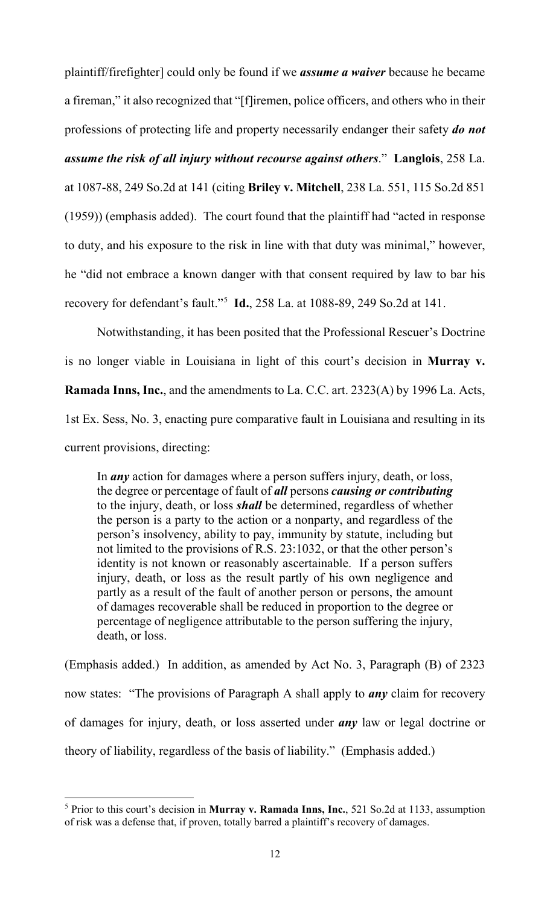plaintiff/firefighter] could only be found if we ***assume a waiver*** because he became a fireman," it also recognized that "[f]iremen, police officers, and others who in their professions of protecting life and property necessarily endanger their safety ***do not assume the risk of all injury without recourse against others***." **Langlois**, 258 La. at 1087-88, 249 So.2d at 141 (citing **Briley v. Mitchell**, 238 La. 551, 115 So.2d 851 (1959)) (emphasis added). The court found that the plaintiff had "acted in response to duty, and his exposure to the risk in line with that duty was minimal," however, he "did not embrace a known danger with that consent required by law to bar his recovery for defendant's fault."[5] **Id.**, 258 La. at 1088-89, 249 So.2d at 141.

Notwithstanding, it has been posited that the Professional Rescuer's Doctrine is no longer viable in Louisiana in light of this court's decision in **Murray v. Ramada Inns, Inc.**, and the amendments to La. C.C. art. 2323(A) by 1996 La. Acts, 1st Ex. Sess, No. 3, enacting pure comparative fault in Louisiana and resulting in its current provisions, directing:

> In ***any*** action for damages where a person suffers injury, death, or loss, the degree or percentage of fault of ***all*** persons ***causing or contributing*** to the injury, death, or loss ***shall*** be determined, regardless of whether the person is a party to the action or a nonparty, and regardless of the person's insolvency, ability to pay, immunity by statute, including but not limited to the provisions of R.S. 23:1032, or that the other person's identity is not known or reasonably ascertainable. If a person suffers injury, death, or loss as the result partly of his own negligence and partly as a result of the fault of another person or persons, the amount of damages recoverable shall be reduced in proportion to the degree or percentage of negligence attributable to the person suffering the injury, death, or loss.

(Emphasis added.) In addition, as amended by Act No. 3, Paragraph (B) of 2323 now states: "The provisions of Paragraph A shall apply to ***any*** claim for recovery of damages for injury, death, or loss asserted under ***any*** law or legal doctrine or theory of liability, regardless of the basis of liability." (Emphasis added.)

---

[5] Prior to this court's decision in **Murray v. Ramada Inns, Inc.**, 521 So.2d at 1133, assumption of risk was a defense that, if proven, totally barred a plaintiff's recovery of damages.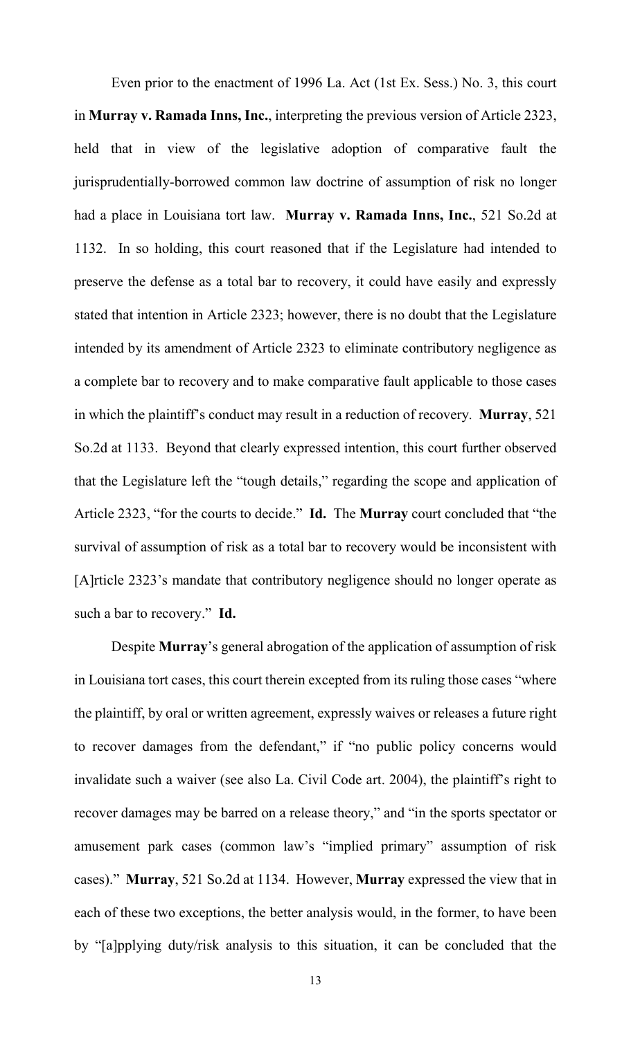Even prior to the enactment of 1996 La. Act (1st Ex. Sess.) No. 3, this court in **Murray v. Ramada Inns, Inc.**, interpreting the previous version of Article 2323, held that in view of the legislative adoption of comparative fault the jurisprudentially-borrowed common law doctrine of assumption of risk no longer had a place in Louisiana tort law. **Murray v. Ramada Inns, Inc.**, 521 So.2d at 1132. In so holding, this court reasoned that if the Legislature had intended to preserve the defense as a total bar to recovery, it could have easily and expressly stated that intention in Article 2323; however, there is no doubt that the Legislature intended by its amendment of Article 2323 to eliminate contributory negligence as a complete bar to recovery and to make comparative fault applicable to those cases in which the plaintiff's conduct may result in a reduction of recovery. **Murray**, 521 So.2d at 1133. Beyond that clearly expressed intention, this court further observed that the Legislature left the "tough details," regarding the scope and application of Article 2323, "for the courts to decide." **Id.** The **Murray** court concluded that "the survival of assumption of risk as a total bar to recovery would be inconsistent with [A]rticle 2323's mandate that contributory negligence should no longer operate as such a bar to recovery." **Id.**

Despite **Murray**'s general abrogation of the application of assumption of risk in Louisiana tort cases, this court therein excepted from its ruling those cases "where the plaintiff, by oral or written agreement, expressly waives or releases a future right to recover damages from the defendant," if "no public policy concerns would invalidate such a waiver (see also La. Civil Code art. 2004), the plaintiff's right to recover damages may be barred on a release theory," and "in the sports spectator or amusement park cases (common law's "implied primary" assumption of risk cases)." **Murray**, 521 So.2d at 1134. However, **Murray** expressed the view that in each of these two exceptions, the better analysis would, in the former, to have been by "[a]pplying duty/risk analysis to this situation, it can be concluded that the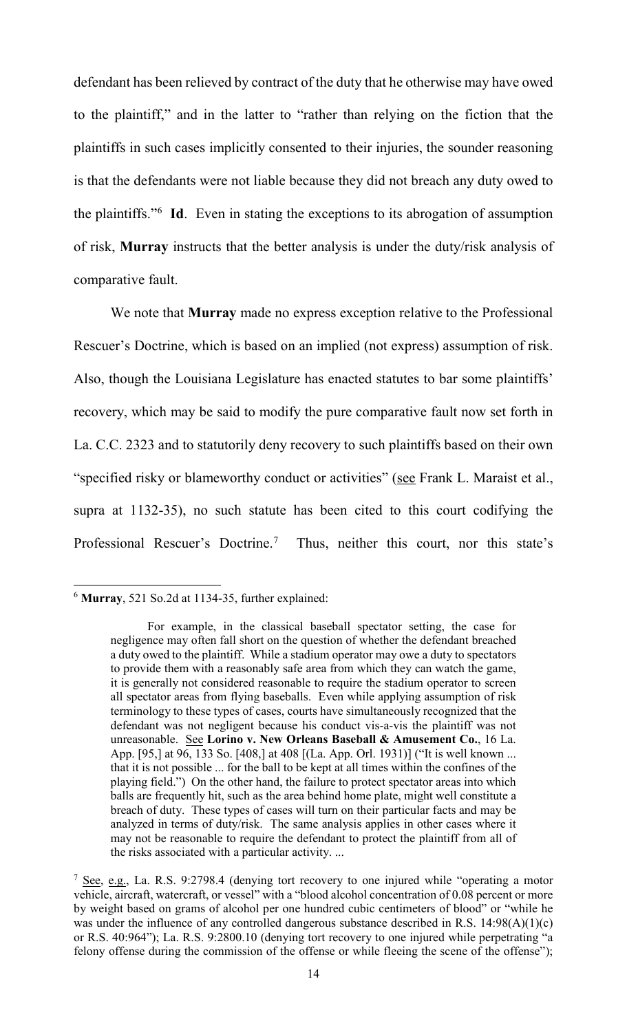defendant has been relieved by contract of the duty that he otherwise may have owed to the plaintiff," and in the latter to "rather than relying on the fiction that the plaintiffs in such cases implicitly consented to their injuries, the sounder reasoning is that the defendants were not liable because they did not breach any duty owed to the plaintiffs."[6] **Id**. Even in stating the exceptions to its abrogation of assumption of risk, **Murray** instructs that the better analysis is under the duty/risk analysis of comparative fault.

We note that **Murray** made no express exception relative to the Professional Rescuer's Doctrine, which is based on an implied (not express) assumption of risk. Also, though the Louisiana Legislature has enacted statutes to bar some plaintiffs' recovery, which may be said to modify the pure comparative fault now set forth in La. C.C. 2323 and to statutorily deny recovery to such plaintiffs based on their own "specified risky or blameworthy conduct or activities" (see Frank L. Maraist et al., supra at 1132-35), no such statute has been cited to this court codifying the Professional Rescuer's Doctrine.[7] Thus, neither this court, nor this state's

---

[6] **Murray**, 521 So.2d at 1134-35, further explained:

> For example, in the classical baseball spectator setting, the case for negligence may often fall short on the question of whether the defendant breached a duty owed to the plaintiff. While a stadium operator may owe a duty to spectators to provide them with a reasonably safe area from which they can watch the game, it is generally not considered reasonable to require the stadium operator to screen all spectator areas from flying baseballs. Even while applying assumption of risk terminology to these types of cases, courts have simultaneously recognized that the defendant was not negligent because his conduct vis-a-vis the plaintiff was not unreasonable. See **Lorino v. New Orleans Baseball & Amusement Co.**, 16 La. App. [95,] at 96, 133 So. [408,] at 408 [(La. App. Orl. 1931)] ("It is well known ... that it is not possible ... for the ball to be kept at all times within the confines of the playing field.") On the other hand, the failure to protect spectator areas into which balls are frequently hit, such as the area behind home plate, might well constitute a breach of duty. These types of cases will turn on their particular facts and may be analyzed in terms of duty/risk. The same analysis applies in other cases where it may not be reasonable to require the defendant to protect the plaintiff from all of the risks associated with a particular activity. ...

[7] See, e.g., La. R.S. 9:2798.4 (denying tort recovery to one injured while "operating a motor vehicle, aircraft, watercraft, or vessel" with a "blood alcohol concentration of 0.08 percent or more by weight based on grams of alcohol per one hundred cubic centimeters of blood" or "while he was under the influence of any controlled dangerous substance described in R.S. 14:98(A)(1)(c) or R.S. 40:964"); La. R.S. 9:2800.10 (denying tort recovery to one injured while perpetrating "a felony offense during the commission of the offense or while fleeing the scene of the offense");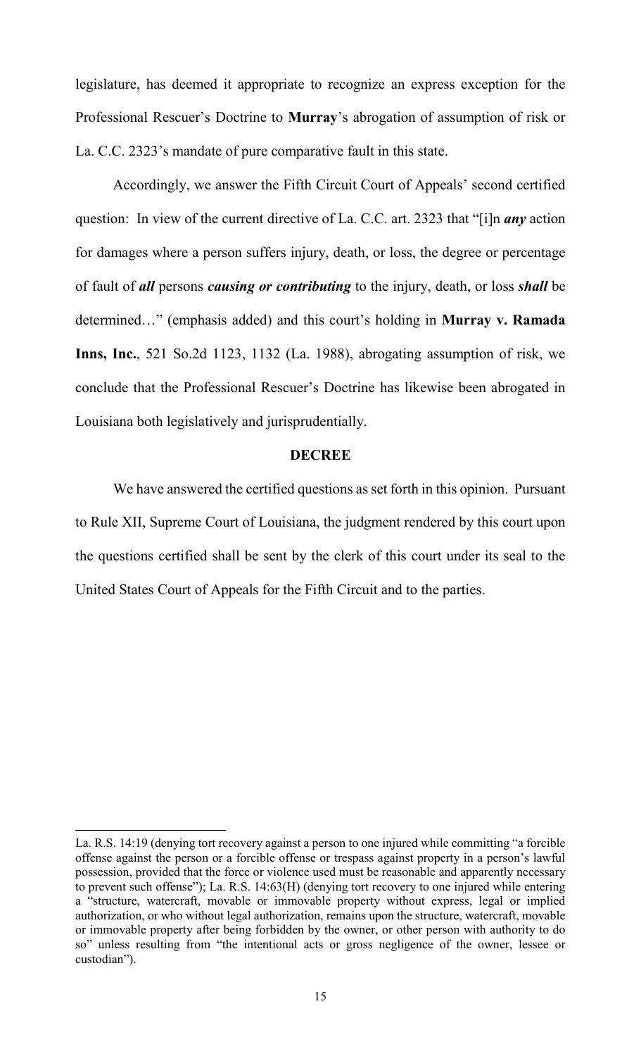legislature, has deemed it appropriate to recognize an express exception for the Professional Rescuer's Doctrine to **Murray**'s abrogation of assumption of risk or La. C.C. 2323's mandate of pure comparative fault in this state.

Accordingly, we answer the Fifth Circuit Court of Appeals' second certified question: In view of the current directive of La. C.C. art. 2323 that "[i]n ***any*** action for damages where a person suffers injury, death, or loss, the degree or percentage of fault of ***all*** persons ***causing or contributing*** to the injury, death, or loss ***shall*** be determined…" (emphasis added) and this court's holding in **Murray v. Ramada Inns, Inc.**, 521 So.2d 1123, 1132 (La. 1988), abrogating assumption of risk, we conclude that the Professional Rescuer's Doctrine has likewise been abrogated in Louisiana both legislatively and jurisprudentially.

**DECREE**

We have answered the certified questions as set forth in this opinion. Pursuant to Rule XII, Supreme Court of Louisiana, the judgment rendered by this court upon the questions certified shall be sent by the clerk of this court under its seal to the United States Court of Appeals for the Fifth Circuit and to the parties.

---

La. R.S. 14:19 (denying tort recovery against a person to one injured while committing "a forcible offense against the person or a forcible offense or trespass against property in a person's lawful possession, provided that the force or violence used must be reasonable and apparently necessary to prevent such offense"); La. R.S. 14:63(H) (denying tort recovery to one injured while entering a "structure, watercraft, movable or immovable property without express, legal or implied authorization, or who without legal authorization, remains upon the structure, watercraft, movable or immovable property after being forbidden by the owner, or other person with authority to do so" unless resulting from "the intentional acts or gross negligence of the owner, lessee or custodian").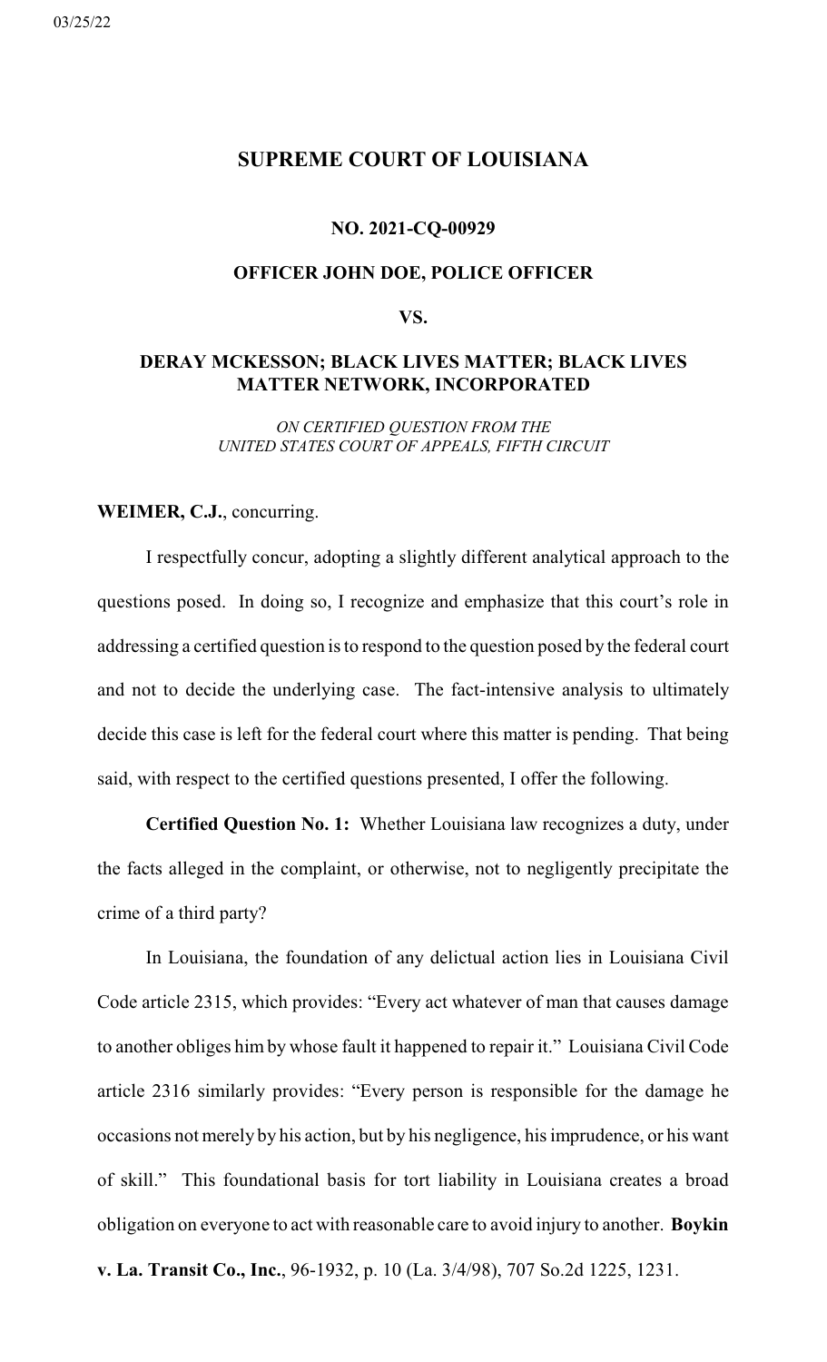03/25/22

## SUPREME COURT OF LOUISIANA

### NO. 2021-CQ-00929

### OFFICER JOHN DOE, POLICE OFFICER

### VS.

### DERAY MCKESSON; BLACK LIVES MATTER; BLACK LIVES MATTER NETWORK, INCORPORATED

*ON CERTIFIED QUESTION FROM THE UNITED STATES COURT OF APPEALS, FIFTH CIRCUIT*

**WEIMER, C.J.**, concurring.

I respectfully concur, adopting a slightly different analytical approach to the questions posed. In doing so, I recognize and emphasize that this court's role in addressing a certified question is to respond to the question posed by the federal court and not to decide the underlying case. The fact-intensive analysis to ultimately decide this case is left for the federal court where this matter is pending. That being said, with respect to the certified questions presented, I offer the following.

**Certified Question No. 1:** Whether Louisiana law recognizes a duty, under the facts alleged in the complaint, or otherwise, not to negligently precipitate the crime of a third party?

In Louisiana, the foundation of any delictual action lies in Louisiana Civil Code article 2315, which provides: "Every act whatever of man that causes damage to another obliges him by whose fault it happened to repair it." Louisiana Civil Code article 2316 similarly provides: "Every person is responsible for the damage he occasions not merely by his action, but by his negligence, his imprudence, or his want of skill." This foundational basis for tort liability in Louisiana creates a broad obligation on everyone to act with reasonable care to avoid injury to another. **Boykin v. La. Transit Co., Inc.**, 96-1932, p. 10 (La. 3/4/98), 707 So.2d 1225, 1231.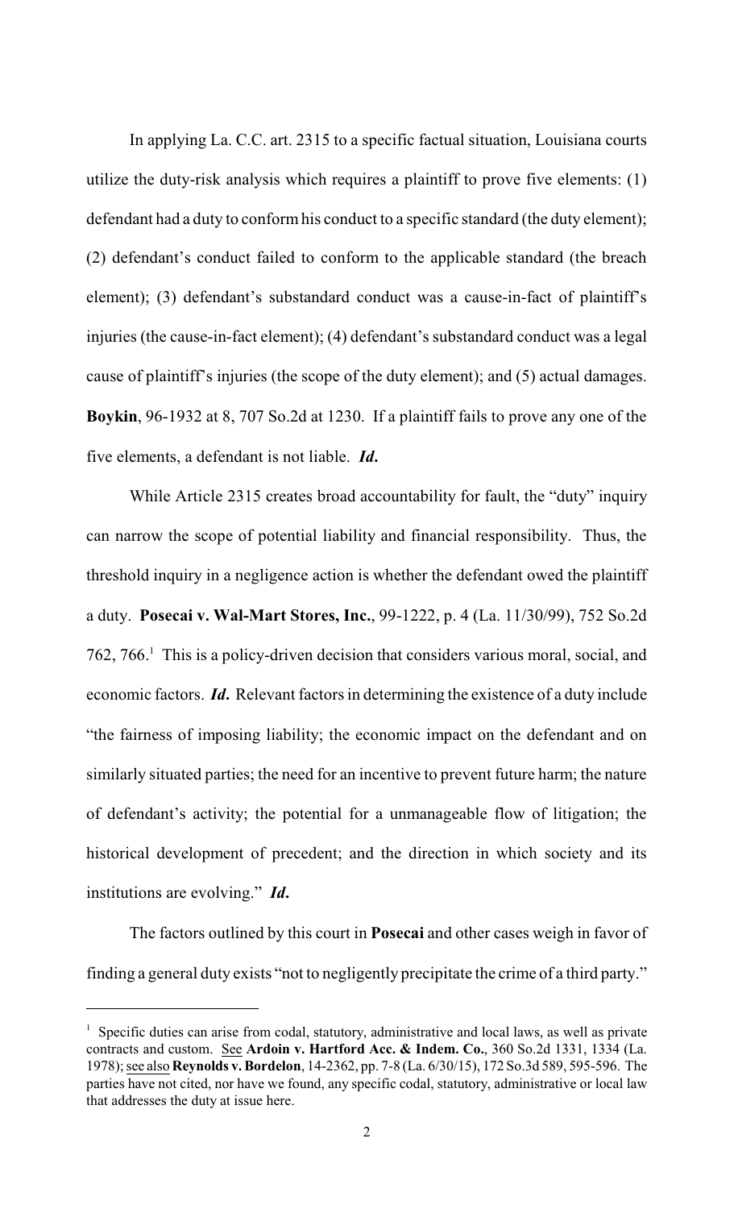In applying La. C.C. art. 2315 to a specific factual situation, Louisiana courts utilize the duty-risk analysis which requires a plaintiff to prove five elements: (1) defendant had a duty to conform his conduct to a specific standard (the duty element); (2) defendant's conduct failed to conform to the applicable standard (the breach element); (3) defendant's substandard conduct was a cause-in-fact of plaintiff's injuries (the cause-in-fact element); (4) defendant's substandard conduct was a legal cause of plaintiff's injuries (the scope of the duty element); and (5) actual damages. **Boykin**, 96-1932 at 8, 707 So.2d at 1230. If a plaintiff fails to prove any one of the five elements, a defendant is not liable. ***Id*.**

While Article 2315 creates broad accountability for fault, the "duty" inquiry can narrow the scope of potential liability and financial responsibility. Thus, the threshold inquiry in a negligence action is whether the defendant owed the plaintiff a duty. **Posecai v. Wal-Mart Stores, Inc.**, 99-1222, p. 4 (La. 11/30/99), 752 So.2d 762, 766.[1] This is a policy-driven decision that considers various moral, social, and economic factors. ***Id*.** Relevant factors in determining the existence of a duty include "the fairness of imposing liability; the economic impact on the defendant and on similarly situated parties; the need for an incentive to prevent future harm; the nature of defendant's activity; the potential for a unmanageable flow of litigation; the historical development of precedent; and the direction in which society and its institutions are evolving." ***Id*.**

The factors outlined by this court in **Posecai** and other cases weigh in favor of finding a general duty exists "not to negligently precipitate the crime of a third party."

---

[1] Specific duties can arise from codal, statutory, administrative and local laws, as well as private contracts and custom. See **Ardoin v. Hartford Acc. & Indem. Co.**, 360 So.2d 1331, 1334 (La. 1978); see also **Reynolds v. Bordelon**, 14-2362, pp. 7-8 (La. 6/30/15), 172 So.3d 589, 595-596. The parties have not cited, nor have we found, any specific codal, statutory, administrative or local law that addresses the duty at issue here.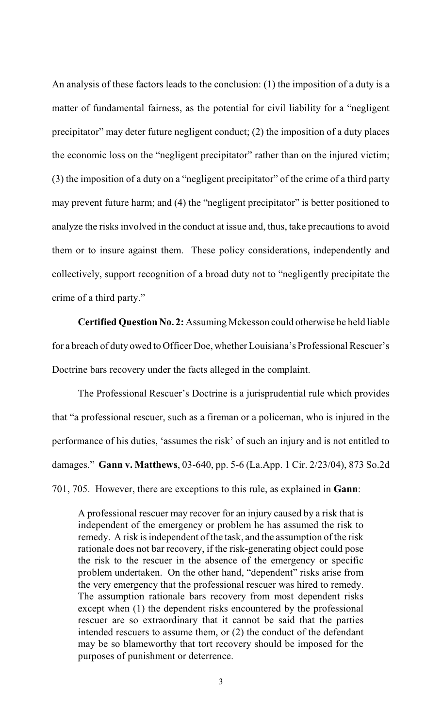An analysis of these factors leads to the conclusion: (1) the imposition of a duty is a matter of fundamental fairness, as the potential for civil liability for a "negligent precipitator" may deter future negligent conduct; (2) the imposition of a duty places the economic loss on the "negligent precipitator" rather than on the injured victim; (3) the imposition of a duty on a "negligent precipitator" of the crime of a third party may prevent future harm; and (4) the "negligent precipitator" is better positioned to analyze the risks involved in the conduct at issue and, thus, take precautions to avoid them or to insure against them. These policy considerations, independently and collectively, support recognition of a broad duty not to "negligently precipitate the crime of a third party."

**Certified Question No. 2:** Assuming Mckesson could otherwise be held liable for a breach of duty owed to Officer Doe, whether Louisiana's Professional Rescuer's Doctrine bars recovery under the facts alleged in the complaint.

The Professional Rescuer's Doctrine is a jurisprudential rule which provides that "a professional rescuer, such as a fireman or a policeman, who is injured in the performance of his duties, 'assumes the risk' of such an injury and is not entitled to damages." **Gann v. Matthews**, 03-640, pp. 5-6 (La.App. 1 Cir. 2/23/04), 873 So.2d 701, 705. However, there are exceptions to this rule, as explained in **Gann**:

> A professional rescuer may recover for an injury caused by a risk that is independent of the emergency or problem he has assumed the risk to remedy. A risk is independent of the task, and the assumption of the risk rationale does not bar recovery, if the risk-generating object could pose the risk to the rescuer in the absence of the emergency or specific problem undertaken. On the other hand, "dependent" risks arise from the very emergency that the professional rescuer was hired to remedy. The assumption rationale bars recovery from most dependent risks except when (1) the dependent risks encountered by the professional rescuer are so extraordinary that it cannot be said that the parties intended rescuers to assume them, or (2) the conduct of the defendant may be so blameworthy that tort recovery should be imposed for the purposes of punishment or deterrence.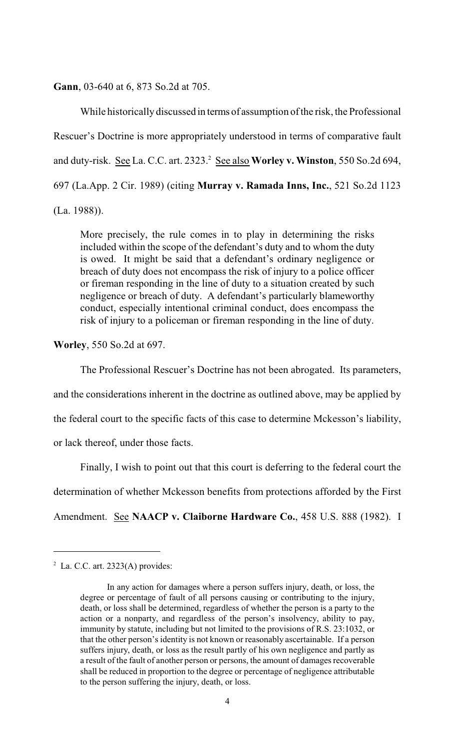**Gann**, 03-640 at 6, 873 So.2d at 705.

While historically discussed in terms of assumption of the risk, the Professional Rescuer's Doctrine is more appropriately understood in terms of comparative fault and duty-risk. See La. C.C. art. 2323.[2] See also **Worley v. Winston**, 550 So.2d 694, 697 (La.App. 2 Cir. 1989) (citing **Murray v. Ramada Inns, Inc.**, 521 So.2d 1123 (La. 1988)).

> More precisely, the rule comes in to play in determining the risks included within the scope of the defendant's duty and to whom the duty is owed. It might be said that a defendant's ordinary negligence or breach of duty does not encompass the risk of injury to a police officer or fireman responding in the line of duty to a situation created by such negligence or breach of duty. A defendant's particularly blameworthy conduct, especially intentional criminal conduct, does encompass the risk of injury to a policeman or fireman responding in the line of duty.

**Worley**, 550 So.2d at 697.

The Professional Rescuer's Doctrine has not been abrogated. Its parameters, and the considerations inherent in the doctrine as outlined above, may be applied by the federal court to the specific facts of this case to determine Mckesson's liability, or lack thereof, under those facts.

Finally, I wish to point out that this court is deferring to the federal court the determination of whether Mckesson benefits from protections afforded by the First Amendment. See **NAACP v. Claiborne Hardware Co.**, 458 U.S. 888 (1982). I

---

[2] La. C.C. art. 2323(A) provides:

> In any action for damages where a person suffers injury, death, or loss, the degree or percentage of fault of all persons causing or contributing to the injury, death, or loss shall be determined, regardless of whether the person is a party to the action or a nonparty, and regardless of the person's insolvency, ability to pay, immunity by statute, including but not limited to the provisions of R.S. 23:1032, or that the other person's identity is not known or reasonably ascertainable. If a person suffers injury, death, or loss as the result partly of his own negligence and partly as a result of the fault of another person or persons, the amount of damages recoverable shall be reduced in proportion to the degree or percentage of negligence attributable to the person suffering the injury, death, or loss.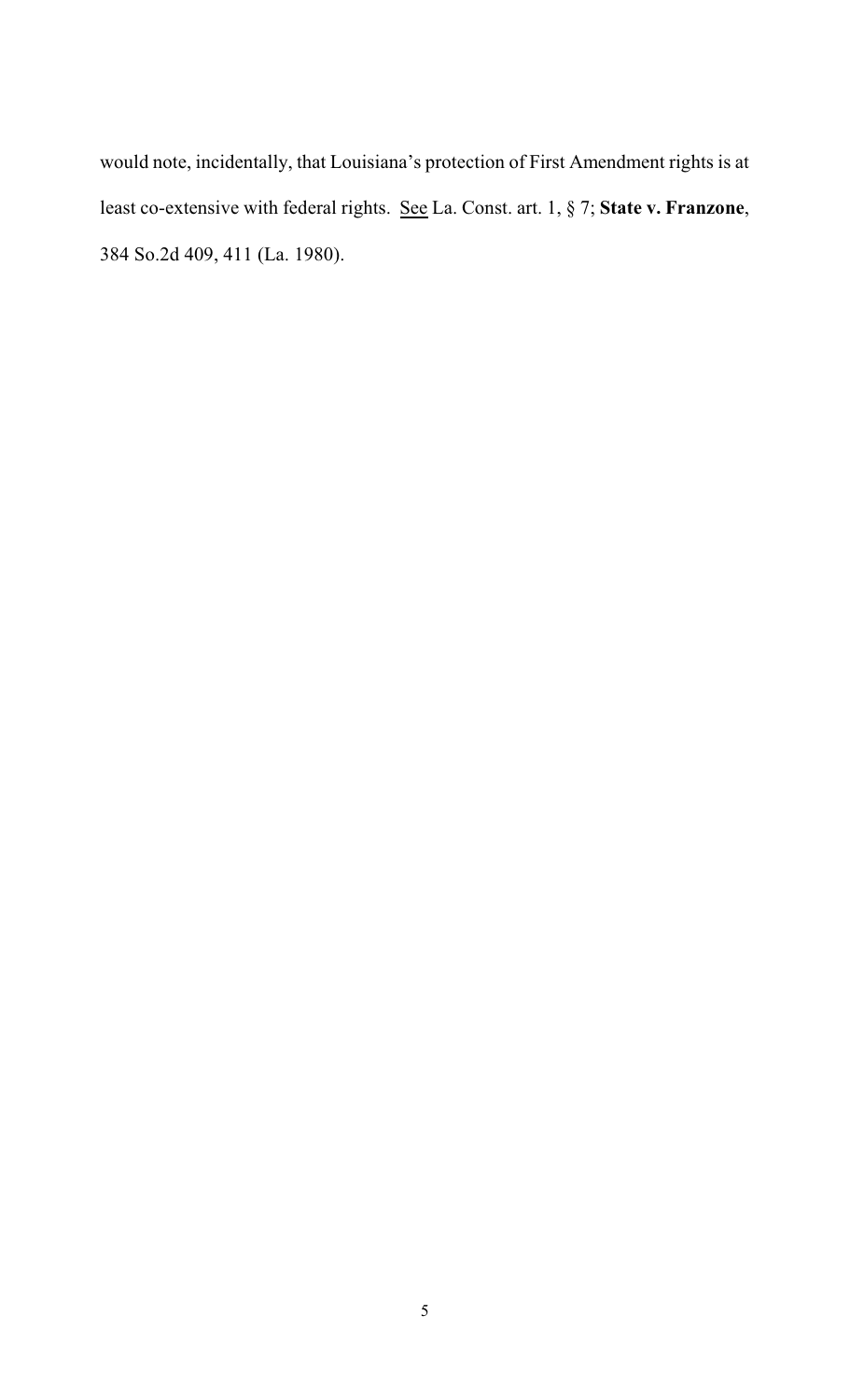would note, incidentally, that Louisiana's protection of First Amendment rights is at least co-extensive with federal rights. See La. Const. art. 1, § 7; **State v. Franzone**, 384 So.2d 409, 411 (La. 1980).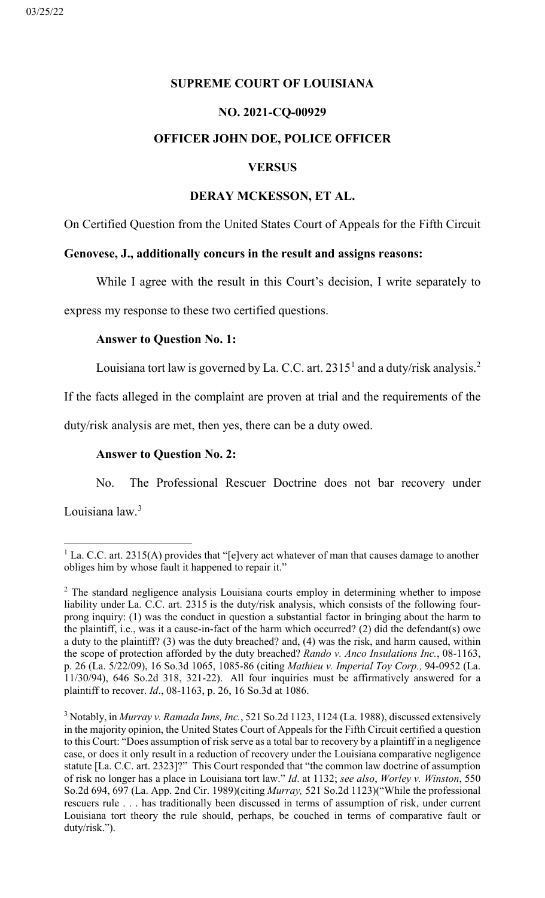03/25/22

**SUPREME COURT OF LOUISIANA**

**NO. 2021-CQ-00929**

**OFFICER JOHN DOE, POLICE OFFICER**

**VERSUS**

**DERAY MCKESSON, ET AL.**

On Certified Question from the United States Court of Appeals for the Fifth Circuit

**Genovese, J., additionally concurs in the result and assigns reasons:**

While I agree with the result in this Court's decision, I write separately to express my response to these two certified questions.

**Answer to Question No. 1:**

Louisiana tort law is governed by La. C.C. art. 2315[1] and a duty/risk analysis.[2] If the facts alleged in the complaint are proven at trial and the requirements of the duty/risk analysis are met, then yes, there can be a duty owed.

**Answer to Question No. 2:**

No. The Professional Rescuer Doctrine does not bar recovery under Louisiana law.[3]

---

[1] La. C.C. art. 2315(A) provides that "[e]very act whatever of man that causes damage to another obliges him by whose fault it happened to repair it."

[2] The standard negligence analysis Louisiana courts employ in determining whether to impose liability under La. C.C. art. 2315 is the duty/risk analysis, which consists of the following four-prong inquiry: (1) was the conduct in question a substantial factor in bringing about the harm to the plaintiff, i.e., was it a cause-in-fact of the harm which occurred? (2) did the defendant(s) owe a duty to the plaintiff? (3) was the duty breached? and, (4) was the risk, and harm caused, within the scope of protection afforded by the duty breached? *Rando v. Anco Insulations Inc.*, 08-1163, p. 26 (La. 5/22/09), 16 So.3d 1065, 1085-86 (citing *Mathieu v. Imperial Toy Corp.,* 94-0952 (La. 11/30/94), 646 So.2d 318, 321-22). All four inquiries must be affirmatively answered for a plaintiff to recover. *Id*., 08-1163, p. 26, 16 So.3d at 1086.

[3] Notably, in *Murray v. Ramada Inns, Inc.*, 521 So.2d 1123, 1124 (La. 1988), discussed extensively in the majority opinion, the United States Court of Appeals for the Fifth Circuit certified a question to this Court: "Does assumption of risk serve as a total bar to recovery by a plaintiff in a negligence case, or does it only result in a reduction of recovery under the Louisiana comparative negligence statute [La. C.C. art. 2323]?" This Court responded that "the common law doctrine of assumption of risk no longer has a place in Louisiana tort law." *Id*. at 1132; *see also*, *Worley v. Winston*, 550 So.2d 694, 697 (La. App. 2nd Cir. 1989)(citing *Murray,* 521 So.2d 1123)("While the professional rescuers rule . . . has traditionally been discussed in terms of assumption of risk, under current Louisiana tort theory the rule should, perhaps, be couched in terms of comparative fault or duty/risk.").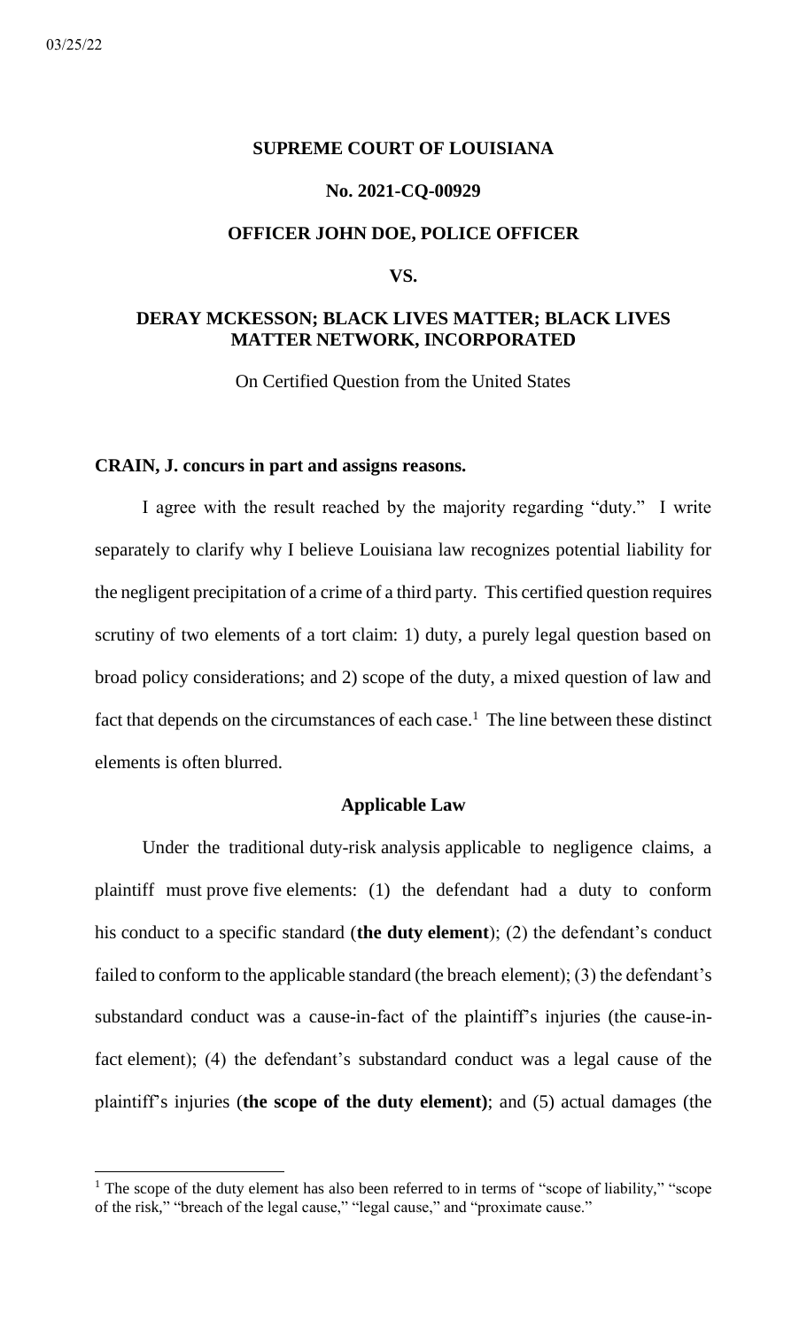03/25/22

**SUPREME COURT OF LOUISIANA**

**No. 2021-CQ-00929**

**OFFICER JOHN DOE, POLICE OFFICER**

**VS.**

**DERAY MCKESSON; BLACK LIVES MATTER; BLACK LIVES MATTER NETWORK, INCORPORATED**

On Certified Question from the United States

**CRAIN, J. concurs in part and assigns reasons.**

I agree with the result reached by the majority regarding "duty." I write separately to clarify why I believe Louisiana law recognizes potential liability for the negligent precipitation of a crime of a third party. This certified question requires scrutiny of two elements of a tort claim: 1) duty, a purely legal question based on broad policy considerations; and 2) scope of the duty, a mixed question of law and fact that depends on the circumstances of each case.[1] The line between these distinct elements is often blurred.

## Applicable Law

Under the traditional duty-risk analysis applicable to negligence claims, a plaintiff must prove five elements: (1) the defendant had a duty to conform his conduct to a specific standard (**the duty element**); (2) the defendant's conduct failed to conform to the applicable standard (the breach element); (3) the defendant's substandard conduct was a cause-in-fact of the plaintiff's injuries (the cause-in-fact element); (4) the defendant's substandard conduct was a legal cause of the plaintiff's injuries (**the scope of the duty element)**; and (5) actual damages (the

[1] The scope of the duty element has also been referred to in terms of "scope of liability," "scope of the risk," "breach of the legal cause," "legal cause," and "proximate cause."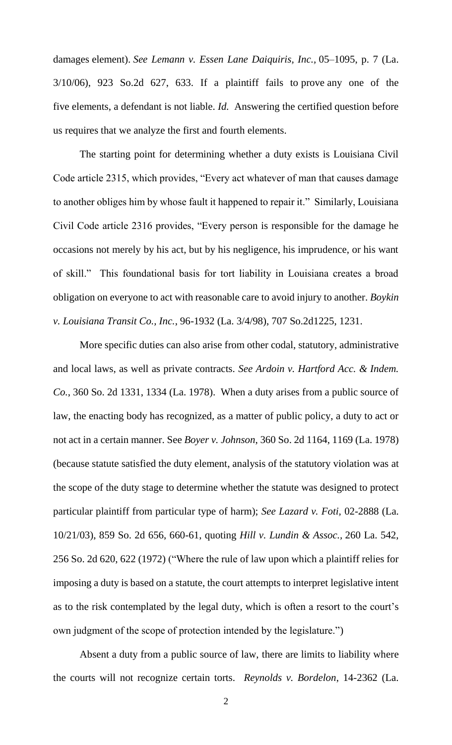damages element). *See Lemann v. Essen Lane Daiquiris, Inc.*, 05–1095, p. 7 (La. 3/10/06), 923 So.2d 627, 633. If a plaintiff fails to prove any one of the five elements, a defendant is not liable. *Id.* Answering the certified question before us requires that we analyze the first and fourth elements.

The starting point for determining whether a duty exists is Louisiana Civil Code article 2315, which provides, "Every act whatever of man that causes damage to another obliges him by whose fault it happened to repair it." Similarly, Louisiana Civil Code article 2316 provides, "Every person is responsible for the damage he occasions not merely by his act, but by his negligence, his imprudence, or his want of skill." This foundational basis for tort liability in Louisiana creates a broad obligation on everyone to act with reasonable care to avoid injury to another. *Boykin v. Louisiana Transit Co., Inc.*, 96-1932 (La. 3/4/98), 707 So.2d1225, 1231.

More specific duties can also arise from other codal, statutory, administrative and local laws, as well as private contracts. *See Ardoin v. Hartford Acc. & Indem. Co.*, 360 So. 2d 1331, 1334 (La. 1978). When a duty arises from a public source of law, the enacting body has recognized, as a matter of public policy, a duty to act or not act in a certain manner. See *Boyer v. Johnson*, 360 So. 2d 1164, 1169 (La. 1978) (because statute satisfied the duty element, analysis of the statutory violation was at the scope of the duty stage to determine whether the statute was designed to protect particular plaintiff from particular type of harm); *See Lazard v. Foti*, 02-2888 (La. 10/21/03), 859 So. 2d 656, 660-61, quoting *Hill v. Lundin & Assoc.*, 260 La. 542, 256 So. 2d 620, 622 (1972) ("Where the rule of law upon which a plaintiff relies for imposing a duty is based on a statute, the court attempts to interpret legislative intent as to the risk contemplated by the legal duty, which is often a resort to the court's own judgment of the scope of protection intended by the legislature.")

Absent a duty from a public source of law, there are limits to liability where the courts will not recognize certain torts. *Reynolds v. Bordelon*, 14-2362 (La.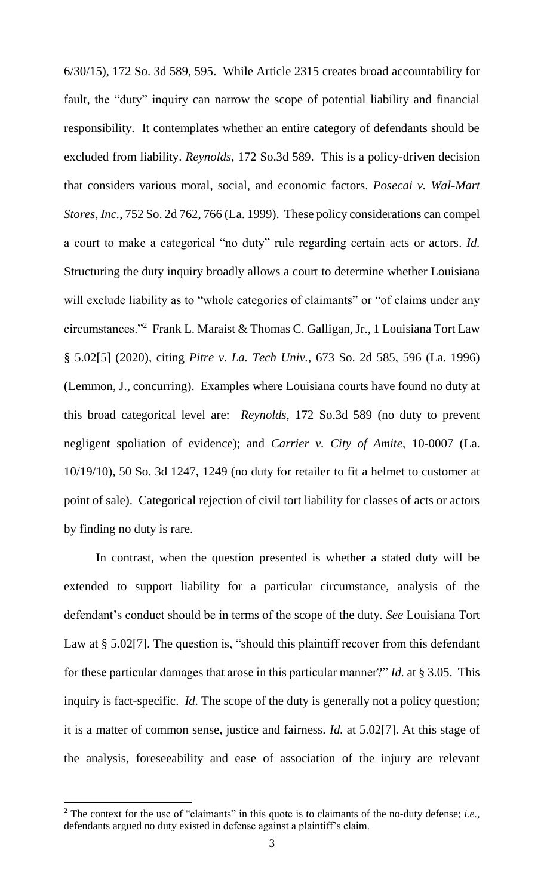6/30/15), 172 So. 3d 589, 595. While Article 2315 creates broad accountability for fault, the "duty" inquiry can narrow the scope of potential liability and financial responsibility. It contemplates whether an entire category of defendants should be excluded from liability. *Reynolds*, 172 So.3d 589. This is a policy-driven decision that considers various moral, social, and economic factors. *Posecai v. Wal-Mart Stores, Inc.*, 752 So. 2d 762, 766 (La. 1999). These policy considerations can compel a court to make a categorical "no duty" rule regarding certain acts or actors. *Id.* Structuring the duty inquiry broadly allows a court to determine whether Louisiana will exclude liability as to "whole categories of claimants" or "of claims under any circumstances."[2] Frank L. Maraist & Thomas C. Galligan, Jr., 1 Louisiana Tort Law § 5.02[5] (2020), citing *Pitre v. La. Tech Univ.*, 673 So. 2d 585, 596 (La. 1996) (Lemmon, J., concurring). Examples where Louisiana courts have found no duty at this broad categorical level are: *Reynolds*, 172 So.3d 589 (no duty to prevent negligent spoliation of evidence); and *Carrier v. City of Amite*, 10-0007 (La. 10/19/10), 50 So. 3d 1247, 1249 (no duty for retailer to fit a helmet to customer at point of sale). Categorical rejection of civil tort liability for classes of acts or actors by finding no duty is rare.

In contrast, when the question presented is whether a stated duty will be extended to support liability for a particular circumstance, analysis of the defendant's conduct should be in terms of the scope of the duty. *See* Louisiana Tort Law at § 5.02[7]. The question is, "should this plaintiff recover from this defendant for these particular damages that arose in this particular manner?" *Id.* at § 3.05. This inquiry is fact-specific. *Id.* The scope of the duty is generally not a policy question; it is a matter of common sense, justice and fairness. *Id.* at 5.02[7]. At this stage of the analysis, foreseeability and ease of association of the injury are relevant

---

[2] The context for the use of "claimants" in this quote is to claimants of the no-duty defense; *i.e.*, defendants argued no duty existed in defense against a plaintiff's claim.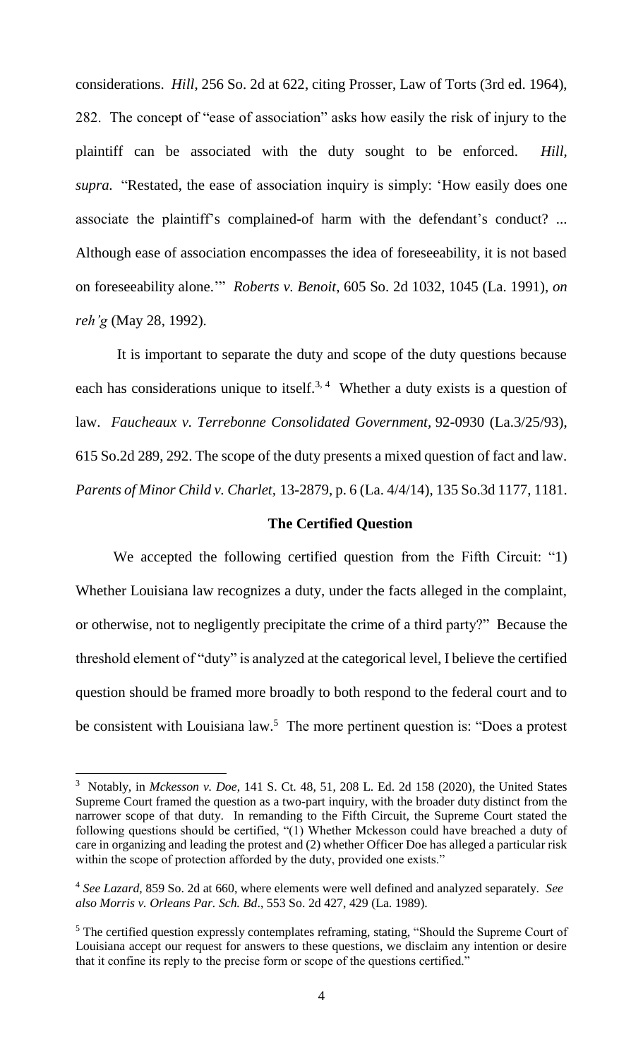considerations. *Hill*, 256 So. 2d at 622, citing Prosser, Law of Torts (3rd ed. 1964), 282. The concept of "ease of association" asks how easily the risk of injury to the plaintiff can be associated with the duty sought to be enforced. *Hill, supra.* "Restated, the ease of association inquiry is simply: 'How easily does one associate the plaintiff's complained-of harm with the defendant's conduct? ... Although ease of association encompasses the idea of foreseeability, it is not based on foreseeability alone.'" *Roberts v. Benoit*, 605 So. 2d 1032, 1045 (La. 1991), *on reh'g* (May 28, 1992).

It is important to separate the duty and scope of the duty questions because each has considerations unique to itself.[3, 4] Whether a duty exists is a question of law. *Faucheaux v. Terrebonne Consolidated Government*, 92-0930 (La.3/25/93), 615 So.2d 289, 292. The scope of the duty presents a mixed question of fact and law. *Parents of Minor Child v. Charlet*, 13-2879, p. 6 (La. 4/4/14), 135 So.3d 1177, 1181.

**The Certified Question**

We accepted the following certified question from the Fifth Circuit: "1) Whether Louisiana law recognizes a duty, under the facts alleged in the complaint, or otherwise, not to negligently precipitate the crime of a third party?" Because the threshold element of "duty" is analyzed at the categorical level, I believe the certified question should be framed more broadly to both respond to the federal court and to be consistent with Louisiana law.[5] The more pertinent question is: "Does a protest

---

[3] Notably, in *Mckesson v. Doe*, 141 S. Ct. 48, 51, 208 L. Ed. 2d 158 (2020), the United States Supreme Court framed the question as a two-part inquiry, with the broader duty distinct from the narrower scope of that duty. In remanding to the Fifth Circuit, the Supreme Court stated the following questions should be certified, "(1) Whether Mckesson could have breached a duty of care in organizing and leading the protest and (2) whether Officer Doe has alleged a particular risk within the scope of protection afforded by the duty, provided one exists."

[4] *See Lazard*, 859 So. 2d at 660, where elements were well defined and analyzed separately. *See also Morris v. Orleans Par. Sch. Bd*., 553 So. 2d 427, 429 (La. 1989).

[5] The certified question expressly contemplates reframing, stating, "Should the Supreme Court of Louisiana accept our request for answers to these questions, we disclaim any intention or desire that it confine its reply to the precise form or scope of the questions certified."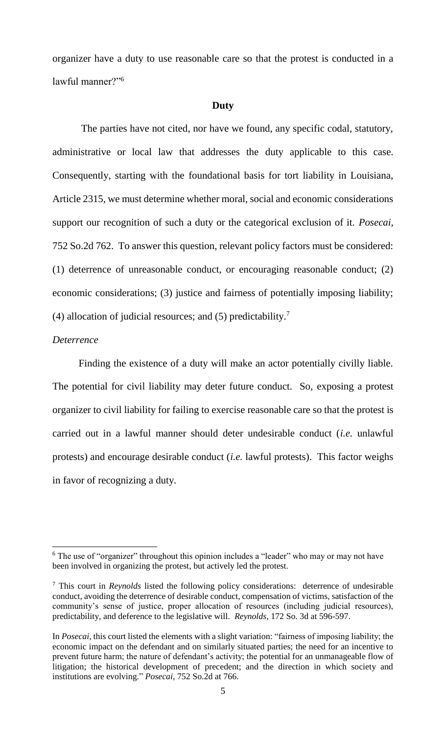organizer have a duty to use reasonable care so that the protest is conducted in a lawful manner?"[6]

**Duty**

The parties have not cited, nor have we found, any specific codal, statutory, administrative or local law that addresses the duty applicable to this case. Consequently, starting with the foundational basis for tort liability in Louisiana, Article 2315, we must determine whether moral, social and economic considerations support our recognition of such a duty or the categorical exclusion of it. *Posecai*, 752 So.2d 762. To answer this question, relevant policy factors must be considered: (1) deterrence of unreasonable conduct, or encouraging reasonable conduct; (2) economic considerations; (3) justice and fairness of potentially imposing liability; (4) allocation of judicial resources; and (5) predictability.[7]

*Deterrence*

Finding the existence of a duty will make an actor potentially civilly liable. The potential for civil liability may deter future conduct. So, exposing a protest organizer to civil liability for failing to exercise reasonable care so that the protest is carried out in a lawful manner should deter undesirable conduct (*i.e.* unlawful protests) and encourage desirable conduct (*i.e.* lawful protests). This factor weighs in favor of recognizing a duty.

---

[6] The use of "organizer" throughout this opinion includes a "leader" who may or may not have been involved in organizing the protest, but actively led the protest.

[7] This court in *Reynolds* listed the following policy considerations: deterrence of undesirable conduct, avoiding the deterrence of desirable conduct, compensation of victims, satisfaction of the community's sense of justice, proper allocation of resources (including judicial resources), predictability, and deference to the legislative will. *Reynolds*, 172 So. 3d at 596-597.

In *Posecai*, this court listed the elements with a slight variation: "fairness of imposing liability; the economic impact on the defendant and on similarly situated parties; the need for an incentive to prevent future harm; the nature of defendant's activity; the potential for an unmanageable flow of litigation; the historical development of precedent; and the direction in which society and institutions are evolving." *Posecai*, 752 So.2d at 766.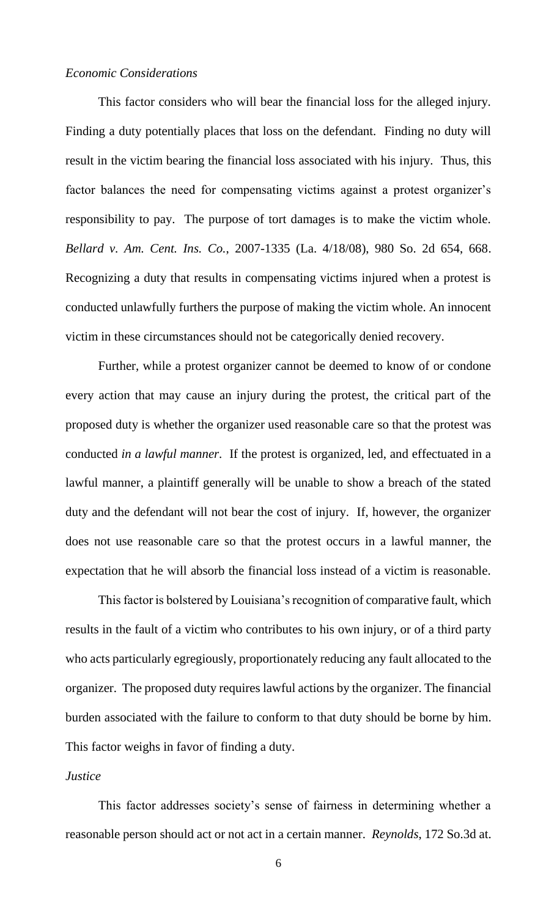*Economic Considerations*

This factor considers who will bear the financial loss for the alleged injury. Finding a duty potentially places that loss on the defendant. Finding no duty will result in the victim bearing the financial loss associated with his injury. Thus, this factor balances the need for compensating victims against a protest organizer's responsibility to pay. The purpose of tort damages is to make the victim whole. *Bellard v. Am. Cent. Ins. Co.*, 2007-1335 (La. 4/18/08), 980 So. 2d 654, 668. Recognizing a duty that results in compensating victims injured when a protest is conducted unlawfully furthers the purpose of making the victim whole. An innocent victim in these circumstances should not be categorically denied recovery.

Further, while a protest organizer cannot be deemed to know of or condone every action that may cause an injury during the protest, the critical part of the proposed duty is whether the organizer used reasonable care so that the protest was conducted *in a lawful manner*. If the protest is organized, led, and effectuated in a lawful manner, a plaintiff generally will be unable to show a breach of the stated duty and the defendant will not bear the cost of injury. If, however, the organizer does not use reasonable care so that the protest occurs in a lawful manner, the expectation that he will absorb the financial loss instead of a victim is reasonable.

This factor is bolstered by Louisiana's recognition of comparative fault, which results in the fault of a victim who contributes to his own injury, or of a third party who acts particularly egregiously, proportionately reducing any fault allocated to the organizer. The proposed duty requires lawful actions by the organizer. The financial burden associated with the failure to conform to that duty should be borne by him. This factor weighs in favor of finding a duty.

*Justice*

This factor addresses society's sense of fairness in determining whether a reasonable person should act or not act in a certain manner. *Reynolds*, 172 So.3d at.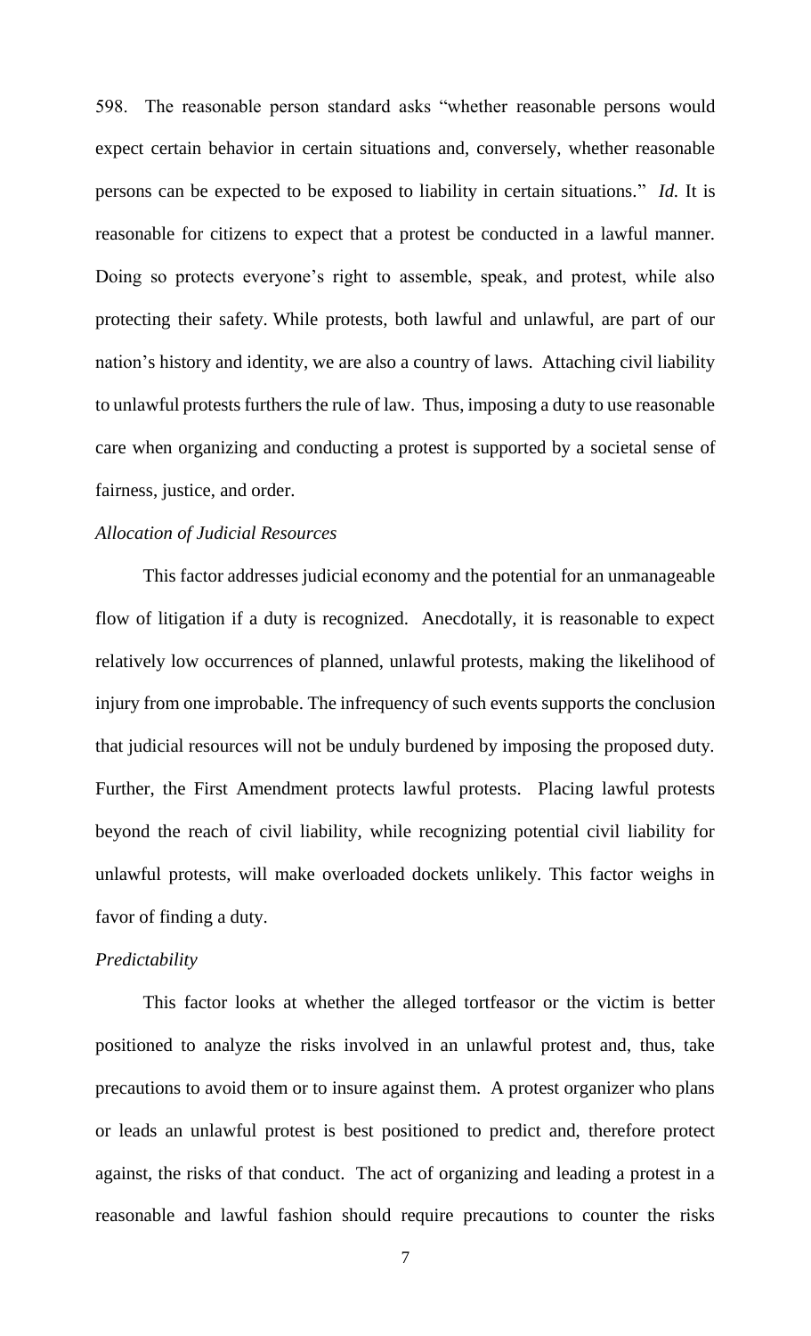598. The reasonable person standard asks "whether reasonable persons would expect certain behavior in certain situations and, conversely, whether reasonable persons can be expected to be exposed to liability in certain situations." *Id.* It is reasonable for citizens to expect that a protest be conducted in a lawful manner. Doing so protects everyone's right to assemble, speak, and protest, while also protecting their safety. While protests, both lawful and unlawful, are part of our nation's history and identity, we are also a country of laws. Attaching civil liability to unlawful protests furthers the rule of law. Thus, imposing a duty to use reasonable care when organizing and conducting a protest is supported by a societal sense of fairness, justice, and order.

*Allocation of Judicial Resources*

This factor addresses judicial economy and the potential for an unmanageable flow of litigation if a duty is recognized. Anecdotally, it is reasonable to expect relatively low occurrences of planned, unlawful protests, making the likelihood of injury from one improbable. The infrequency of such events supports the conclusion that judicial resources will not be unduly burdened by imposing the proposed duty. Further, the First Amendment protects lawful protests. Placing lawful protests beyond the reach of civil liability, while recognizing potential civil liability for unlawful protests, will make overloaded dockets unlikely. This factor weighs in favor of finding a duty.

*Predictability*

This factor looks at whether the alleged tortfeasor or the victim is better positioned to analyze the risks involved in an unlawful protest and, thus, take precautions to avoid them or to insure against them. A protest organizer who plans or leads an unlawful protest is best positioned to predict and, therefore protect against, the risks of that conduct. The act of organizing and leading a protest in a reasonable and lawful fashion should require precautions to counter the risks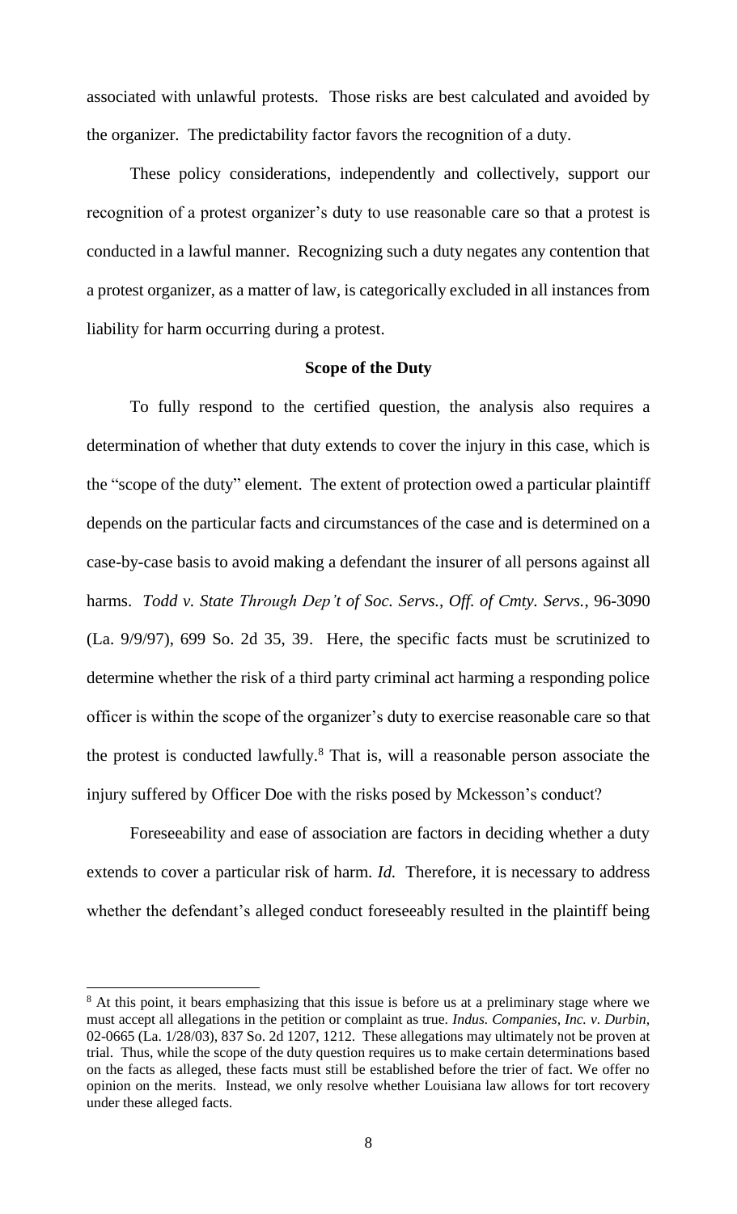associated with unlawful protests. Those risks are best calculated and avoided by the organizer. The predictability factor favors the recognition of a duty.

These policy considerations, independently and collectively, support our recognition of a protest organizer's duty to use reasonable care so that a protest is conducted in a lawful manner. Recognizing such a duty negates any contention that a protest organizer, as a matter of law, is categorically excluded in all instances from liability for harm occurring during a protest.

**Scope of the Duty**

To fully respond to the certified question, the analysis also requires a determination of whether that duty extends to cover the injury in this case, which is the "scope of the duty" element. The extent of protection owed a particular plaintiff depends on the particular facts and circumstances of the case and is determined on a case-by-case basis to avoid making a defendant the insurer of all persons against all harms. *Todd v. State Through Dep't of Soc. Servs., Off. of Cmty. Servs.*, 96-3090 (La. 9/9/97), 699 So. 2d 35, 39. Here, the specific facts must be scrutinized to determine whether the risk of a third party criminal act harming a responding police officer is within the scope of the organizer's duty to exercise reasonable care so that the protest is conducted lawfully.[8] That is, will a reasonable person associate the injury suffered by Officer Doe with the risks posed by Mckesson's conduct?

Foreseeability and ease of association are factors in deciding whether a duty extends to cover a particular risk of harm. *Id.* Therefore, it is necessary to address whether the defendant's alleged conduct foreseeably resulted in the plaintiff being

---

[8] At this point, it bears emphasizing that this issue is before us at a preliminary stage where we must accept all allegations in the petition or complaint as true. *Indus. Companies, Inc. v. Durbin*, 02-0665 (La. 1/28/03), 837 So. 2d 1207, 1212. These allegations may ultimately not be proven at trial. Thus, while the scope of the duty question requires us to make certain determinations based on the facts as alleged, these facts must still be established before the trier of fact. We offer no opinion on the merits. Instead, we only resolve whether Louisiana law allows for tort recovery under these alleged facts.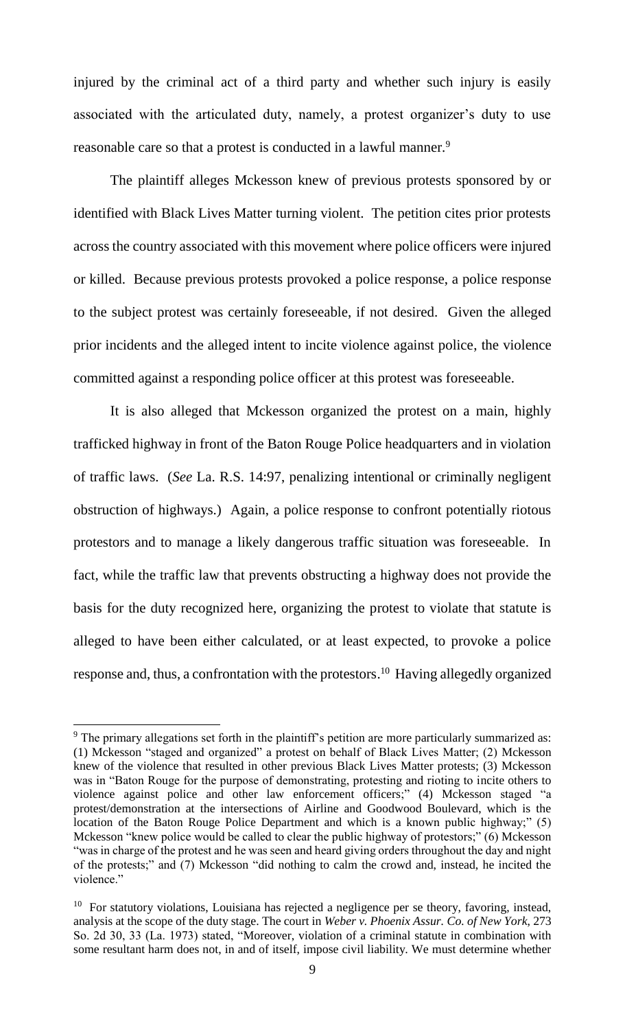injured by the criminal act of a third party and whether such injury is easily associated with the articulated duty, namely, a protest organizer's duty to use reasonable care so that a protest is conducted in a lawful manner.[9]

The plaintiff alleges Mckesson knew of previous protests sponsored by or identified with Black Lives Matter turning violent. The petition cites prior protests across the country associated with this movement where police officers were injured or killed. Because previous protests provoked a police response, a police response to the subject protest was certainly foreseeable, if not desired. Given the alleged prior incidents and the alleged intent to incite violence against police, the violence committed against a responding police officer at this protest was foreseeable.

It is also alleged that Mckesson organized the protest on a main, highly trafficked highway in front of the Baton Rouge Police headquarters and in violation of traffic laws. (*See* La. R.S. 14:97, penalizing intentional or criminally negligent obstruction of highways.) Again, a police response to confront potentially riotous protestors and to manage a likely dangerous traffic situation was foreseeable. In fact, while the traffic law that prevents obstructing a highway does not provide the basis for the duty recognized here, organizing the protest to violate that statute is alleged to have been either calculated, or at least expected, to provoke a police response and, thus, a confrontation with the protestors.[10] Having allegedly organized

---

[9] The primary allegations set forth in the plaintiff's petition are more particularly summarized as: (1) Mckesson "staged and organized" a protest on behalf of Black Lives Matter; (2) Mckesson knew of the violence that resulted in other previous Black Lives Matter protests; (3) Mckesson was in "Baton Rouge for the purpose of demonstrating, protesting and rioting to incite others to violence against police and other law enforcement officers;" (4) Mckesson staged "a protest/demonstration at the intersections of Airline and Goodwood Boulevard, which is the location of the Baton Rouge Police Department and which is a known public highway;" (5) Mckesson "knew police would be called to clear the public highway of protestors;" (6) Mckesson "was in charge of the protest and he was seen and heard giving orders throughout the day and night of the protests;" and (7) Mckesson "did nothing to calm the crowd and, instead, he incited the violence."

[10] For statutory violations, Louisiana has rejected a negligence per se theory, favoring, instead, analysis at the scope of the duty stage. The court in *Weber v. Phoenix Assur. Co. of New York*, 273 So. 2d 30, 33 (La. 1973) stated, "Moreover, violation of a criminal statute in combination with some resultant harm does not, in and of itself, impose civil liability. We must determine whether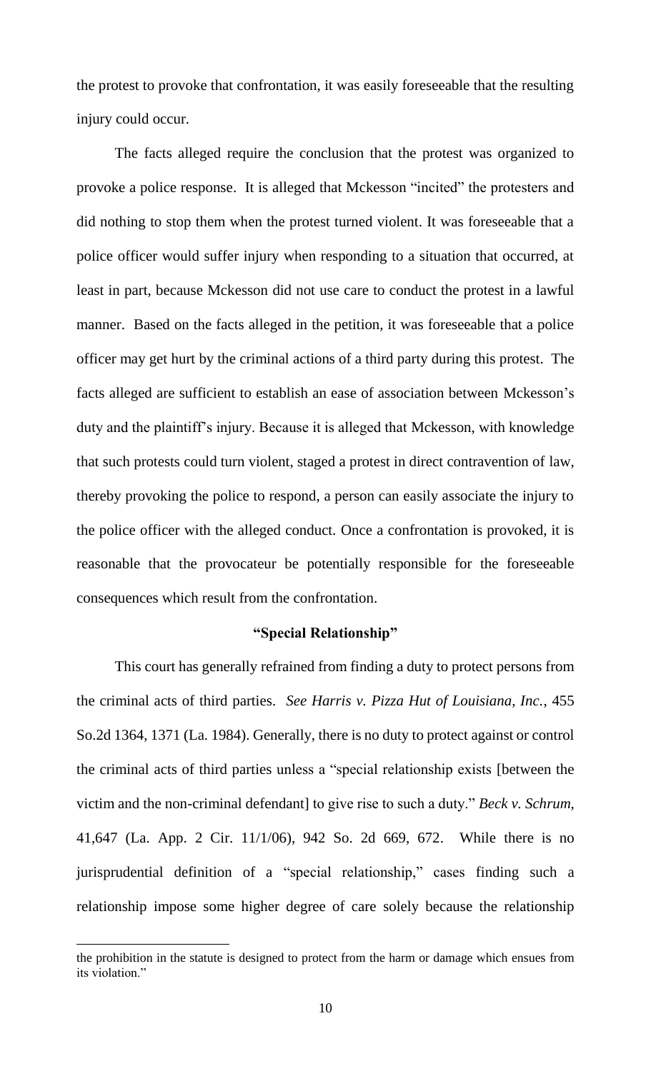the protest to provoke that confrontation, it was easily foreseeable that the resulting injury could occur.

The facts alleged require the conclusion that the protest was organized to provoke a police response. It is alleged that Mckesson "incited" the protesters and did nothing to stop them when the protest turned violent. It was foreseeable that a police officer would suffer injury when responding to a situation that occurred, at least in part, because Mckesson did not use care to conduct the protest in a lawful manner. Based on the facts alleged in the petition, it was foreseeable that a police officer may get hurt by the criminal actions of a third party during this protest. The facts alleged are sufficient to establish an ease of association between Mckesson's duty and the plaintiff's injury. Because it is alleged that Mckesson, with knowledge that such protests could turn violent, staged a protest in direct contravention of law, thereby provoking the police to respond, a person can easily associate the injury to the police officer with the alleged conduct. Once a confrontation is provoked, it is reasonable that the provocateur be potentially responsible for the foreseeable consequences which result from the confrontation.

**"Special Relationship"**

This court has generally refrained from finding a duty to protect persons from the criminal acts of third parties. *See Harris v. Pizza Hut of Louisiana, Inc.*, 455 So.2d 1364, 1371 (La. 1984). Generally, there is no duty to protect against or control the criminal acts of third parties unless a "special relationship exists [between the victim and the non-criminal defendant] to give rise to such a duty." *Beck v. Schrum*, 41,647 (La. App. 2 Cir. 11/1/06), 942 So. 2d 669, 672. While there is no jurisprudential definition of a "special relationship," cases finding such a relationship impose some higher degree of care solely because the relationship

---

the prohibition in the statute is designed to protect from the harm or damage which ensues from its violation."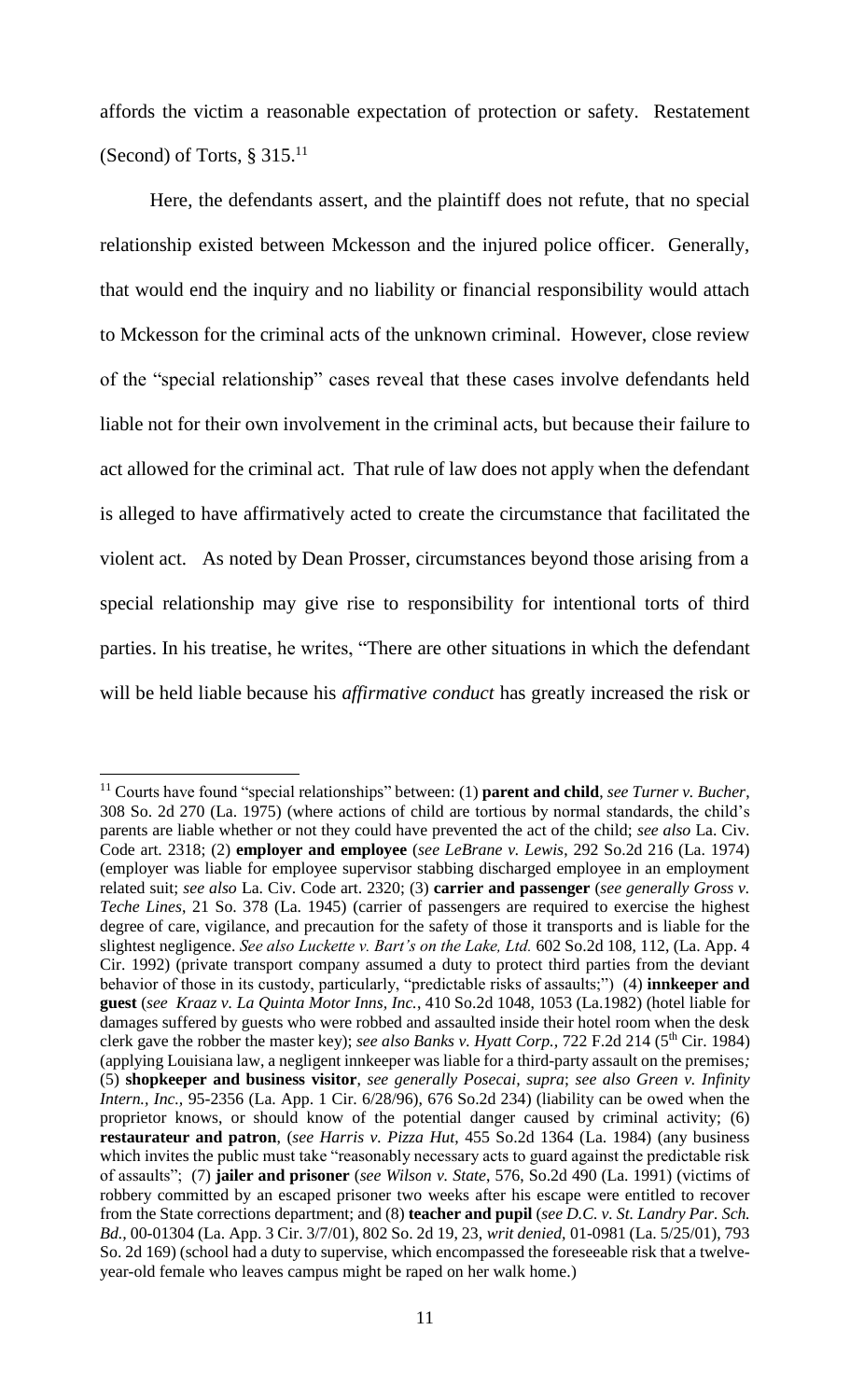affords the victim a reasonable expectation of protection or safety. Restatement (Second) of Torts, § 315.[11]

Here, the defendants assert, and the plaintiff does not refute, that no special relationship existed between Mckesson and the injured police officer. Generally, that would end the inquiry and no liability or financial responsibility would attach to Mckesson for the criminal acts of the unknown criminal. However, close review of the "special relationship" cases reveal that these cases involve defendants held liable not for their own involvement in the criminal acts, but because their failure to act allowed for the criminal act. That rule of law does not apply when the defendant is alleged to have affirmatively acted to create the circumstance that facilitated the violent act. As noted by Dean Prosser, circumstances beyond those arising from a special relationship may give rise to responsibility for intentional torts of third parties. In his treatise, he writes, "There are other situations in which the defendant will be held liable because his *affirmative conduct* has greatly increased the risk or

[11] Courts have found "special relationships" between: (1) **parent and child**, *see Turner v. Bucher*, 308 So. 2d 270 (La. 1975) (where actions of child are tortious by normal standards, the child's parents are liable whether or not they could have prevented the act of the child; *see also* La. Civ. Code art. 2318; (2) **employer and employee** (*see LeBrane v. Lewis*, 292 So.2d 216 (La. 1974) (employer was liable for employee supervisor stabbing discharged employee in an employment related suit; *see also* La. Civ. Code art. 2320; (3) **carrier and passenger** (*see generally Gross v. Teche Lines*, 21 So. 378 (La. 1945) (carrier of passengers are required to exercise the highest degree of care, vigilance, and precaution for the safety of those it transports and is liable for the slightest negligence. *See also Luckette v. Bart's on the Lake, Ltd.* 602 So.2d 108, 112, (La. App. 4 Cir. 1992) (private transport company assumed a duty to protect third parties from the deviant behavior of those in its custody, particularly, "predictable risks of assaults;") (4) **innkeeper and guest** (*see Kraaz v. La Quinta Motor Inns, Inc.*, 410 So.2d 1048, 1053 (La.1982) (hotel liable for damages suffered by guests who were robbed and assaulted inside their hotel room when the desk clerk gave the robber the master key); *see also Banks v. Hyatt Corp.*, 722 F.2d 214 (5th Cir. 1984) (applying Louisiana law, a negligent innkeeper was liable for a third-party assault on the premises*;* (5) **shopkeeper and business visitor**, *see generally Posecai, supra*; *see also Green v. Infinity Intern., Inc.*, 95-2356 (La. App. 1 Cir. 6/28/96), 676 So.2d 234) (liability can be owed when the proprietor knows, or should know of the potential danger caused by criminal activity; (6) **restaurateur and patron**, (*see Harris v. Pizza Hut*, 455 So.2d 1364 (La. 1984) (any business which invites the public must take "reasonably necessary acts to guard against the predictable risk of assaults"; (7) **jailer and prisoner** (*see Wilson v. State*, 576, So.2d 490 (La. 1991) (victims of robbery committed by an escaped prisoner two weeks after his escape were entitled to recover from the State corrections department; and (8) **teacher and pupil** (*see D.C. v. St. Landry Par. Sch. Bd.*, 00-01304 (La. App. 3 Cir. 3/7/01), 802 So. 2d 19, 23, *writ denied*, 01-0981 (La. 5/25/01), 793 So. 2d 169) (school had a duty to supervise, which encompassed the foreseeable risk that a twelve-year-old female who leaves campus might be raped on her walk home.)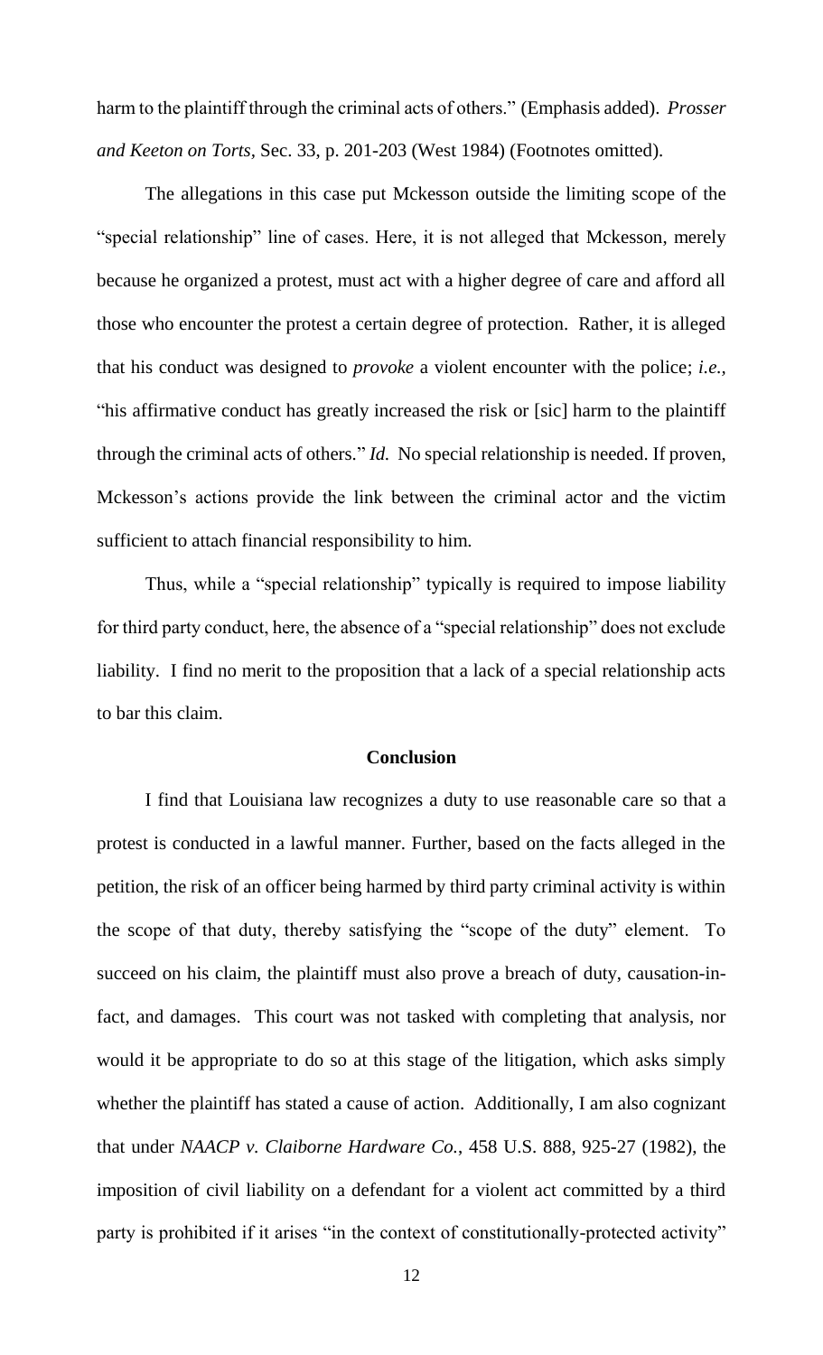harm to the plaintiff through the criminal acts of others." (Emphasis added). *Prosser and Keeton on Torts*, Sec. 33, p. 201-203 (West 1984) (Footnotes omitted).

The allegations in this case put Mckesson outside the limiting scope of the "special relationship" line of cases. Here, it is not alleged that Mckesson, merely because he organized a protest, must act with a higher degree of care and afford all those who encounter the protest a certain degree of protection. Rather, it is alleged that his conduct was designed to *provoke* a violent encounter with the police; *i.e.*, "his affirmative conduct has greatly increased the risk or [sic] harm to the plaintiff through the criminal acts of others." *Id.* No special relationship is needed. If proven, Mckesson's actions provide the link between the criminal actor and the victim sufficient to attach financial responsibility to him.

Thus, while a "special relationship" typically is required to impose liability for third party conduct, here, the absence of a "special relationship" does not exclude liability. I find no merit to the proposition that a lack of a special relationship acts to bar this claim.

## Conclusion

I find that Louisiana law recognizes a duty to use reasonable care so that a protest is conducted in a lawful manner. Further, based on the facts alleged in the petition, the risk of an officer being harmed by third party criminal activity is within the scope of that duty, thereby satisfying the "scope of the duty" element. To succeed on his claim, the plaintiff must also prove a breach of duty, causation-in-fact, and damages. This court was not tasked with completing that analysis, nor would it be appropriate to do so at this stage of the litigation, which asks simply whether the plaintiff has stated a cause of action. Additionally, I am also cognizant that under *NAACP v. Claiborne Hardware Co.*, 458 U.S. 888, 925-27 (1982), the imposition of civil liability on a defendant for a violent act committed by a third party is prohibited if it arises "in the context of constitutionally-protected activity"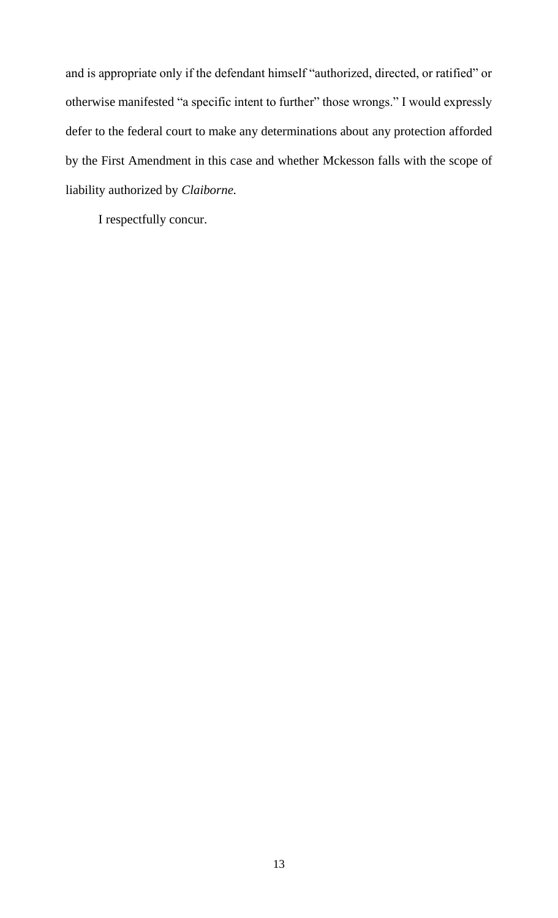and is appropriate only if the defendant himself "authorized, directed, or ratified" or otherwise manifested "a specific intent to further" those wrongs." I would expressly defer to the federal court to make any determinations about any protection afforded by the First Amendment in this case and whether Mckesson falls with the scope of liability authorized by *Claiborne.*

I respectfully concur.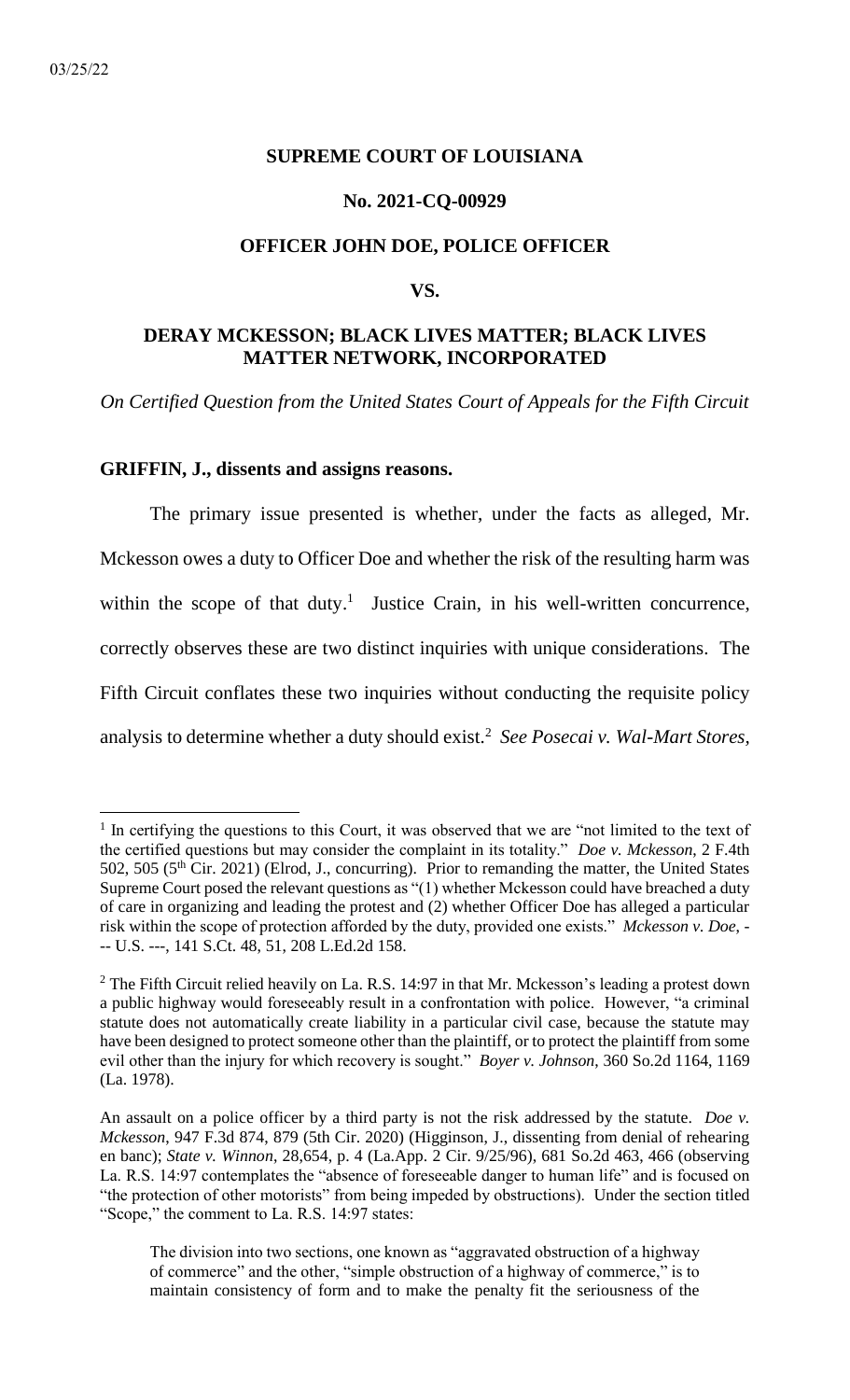03/25/22

**SUPREME COURT OF LOUISIANA**

**No. 2021-CQ-00929**

**OFFICER JOHN DOE, POLICE OFFICER**

**VS.**

**DERAY MCKESSON; BLACK LIVES MATTER; BLACK LIVES MATTER NETWORK, INCORPORATED**

*On Certified Question from the United States Court of Appeals for the Fifth Circuit*

**GRIFFIN, J., dissents and assigns reasons.**

The primary issue presented is whether, under the facts as alleged, Mr. Mckesson owes a duty to Officer Doe and whether the risk of the resulting harm was within the scope of that duty.[1] Justice Crain, in his well-written concurrence, correctly observes these are two distinct inquiries with unique considerations. The Fifth Circuit conflates these two inquiries without conducting the requisite policy analysis to determine whether a duty should exist.[2] *See Posecai v. Wal-Mart Stores,*

---

[1] In certifying the questions to this Court, it was observed that we are "not limited to the text of the certified questions but may consider the complaint in its totality." *Doe v. Mckesson*, 2 F.4th 502, 505 (5th Cir. 2021) (Elrod, J., concurring). Prior to remanding the matter, the United States Supreme Court posed the relevant questions as "(1) whether Mckesson could have breached a duty of care in organizing and leading the protest and (2) whether Officer Doe has alleged a particular risk within the scope of protection afforded by the duty, provided one exists." *Mckesson v. Doe*, --- U.S. ---, 141 S.Ct. 48, 51, 208 L.Ed.2d 158.

[2] The Fifth Circuit relied heavily on La. R.S. 14:97 in that Mr. Mckesson's leading a protest down a public highway would foreseeably result in a confrontation with police. However, "a criminal statute does not automatically create liability in a particular civil case, because the statute may have been designed to protect someone other than the plaintiff, or to protect the plaintiff from some evil other than the injury for which recovery is sought." *Boyer v. Johnson*, 360 So.2d 1164, 1169 (La. 1978).

An assault on a police officer by a third party is not the risk addressed by the statute. *Doe v. Mckesson*, 947 F.3d 874, 879 (5th Cir. 2020) (Higginson, J., dissenting from denial of rehearing en banc); *State v. Winnon*, 28,654, p. 4 (La.App. 2 Cir. 9/25/96), 681 So.2d 463, 466 (observing La. R.S. 14:97 contemplates the "absence of foreseeable danger to human life" and is focused on "the protection of other motorists" from being impeded by obstructions). Under the section titled "Scope," the comment to La. R.S. 14:97 states:

> The division into two sections, one known as "aggravated obstruction of a highway of commerce" and the other, "simple obstruction of a highway of commerce," is to maintain consistency of form and to make the penalty fit the seriousness of the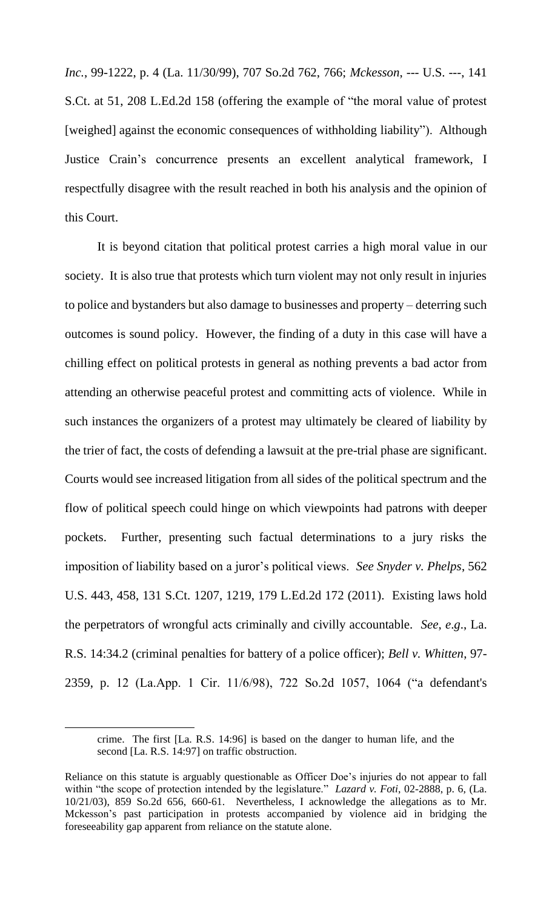*Inc.*, 99-1222, p. 4 (La. 11/30/99), 707 So.2d 762, 766; *Mckesson*, --- U.S. ---, 141 S.Ct. at 51, 208 L.Ed.2d 158 (offering the example of "the moral value of protest [weighed] against the economic consequences of withholding liability"). Although Justice Crain's concurrence presents an excellent analytical framework, I respectfully disagree with the result reached in both his analysis and the opinion of this Court.

It is beyond citation that political protest carries a high moral value in our society. It is also true that protests which turn violent may not only result in injuries to police and bystanders but also damage to businesses and property – deterring such outcomes is sound policy. However, the finding of a duty in this case will have a chilling effect on political protests in general as nothing prevents a bad actor from attending an otherwise peaceful protest and committing acts of violence. While in such instances the organizers of a protest may ultimately be cleared of liability by the trier of fact, the costs of defending a lawsuit at the pre-trial phase are significant. Courts would see increased litigation from all sides of the political spectrum and the flow of political speech could hinge on which viewpoints had patrons with deeper pockets. Further, presenting such factual determinations to a jury risks the imposition of liability based on a juror's political views. *See Snyder v. Phelps*, 562 U.S. 443, 458, 131 S.Ct. 1207, 1219, 179 L.Ed.2d 172 (2011). Existing laws hold the perpetrators of wrongful acts criminally and civilly accountable. *See*, *e.g*., La. R.S. 14:34.2 (criminal penalties for battery of a police officer); *Bell v. Whitten*, 97-2359, p. 12 (La.App. 1 Cir. 11/6/98), 722 So.2d 1057, 1064 ("a defendant's

---

crime. The first [La. R.S. 14:96] is based on the danger to human life, and the second [La. R.S. 14:97] on traffic obstruction.

Reliance on this statute is arguably questionable as Officer Doe's injuries do not appear to fall within "the scope of protection intended by the legislature." *Lazard v. Foti*, 02-2888, p. 6, (La. 10/21/03), 859 So.2d 656, 660-61. Nevertheless, I acknowledge the allegations as to Mr. Mckesson's past participation in protests accompanied by violence aid in bridging the foreseeability gap apparent from reliance on the statute alone.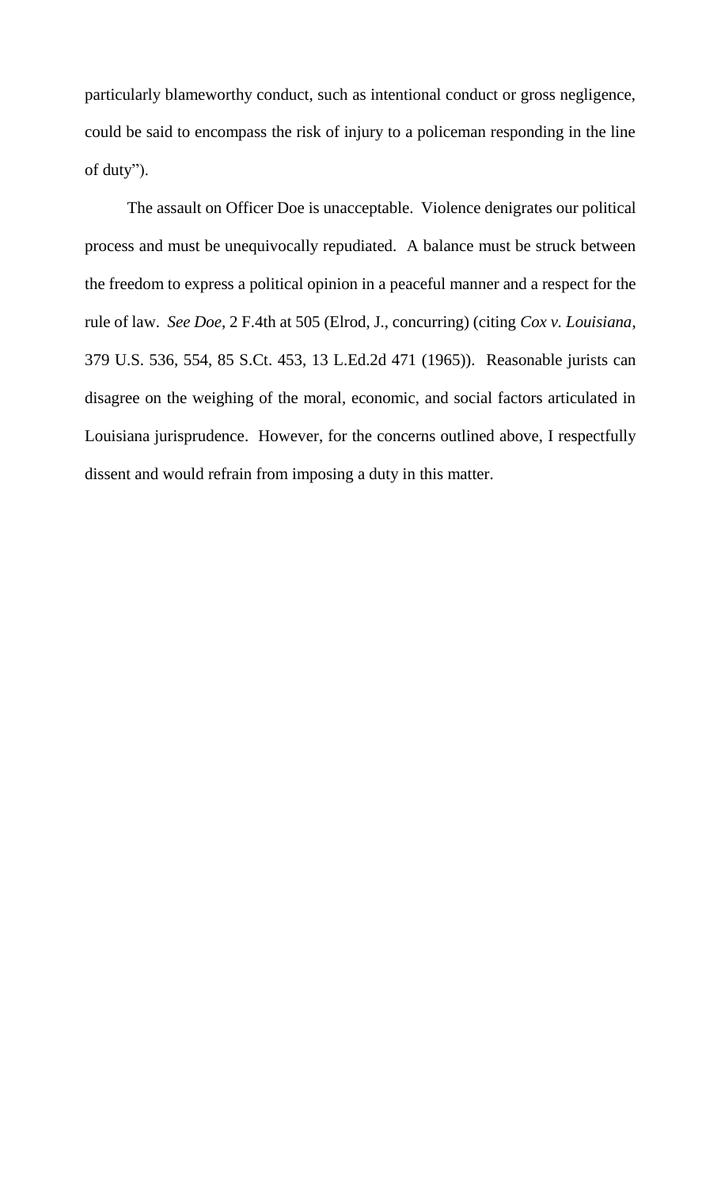particularly blameworthy conduct, such as intentional conduct or gross negligence, could be said to encompass the risk of injury to a policeman responding in the line of duty").

The assault on Officer Doe is unacceptable. Violence denigrates our political process and must be unequivocally repudiated. A balance must be struck between the freedom to express a political opinion in a peaceful manner and a respect for the rule of law. *See Doe*, 2 F.4th at 505 (Elrod, J., concurring) (citing *Cox v. Louisiana*, 379 U.S. 536, 554, 85 S.Ct. 453, 13 L.Ed.2d 471 (1965)). Reasonable jurists can disagree on the weighing of the moral, economic, and social factors articulated in Louisiana jurisprudence. However, for the concerns outlined above, I respectfully dissent and would refrain from imposing a duty in this matter.